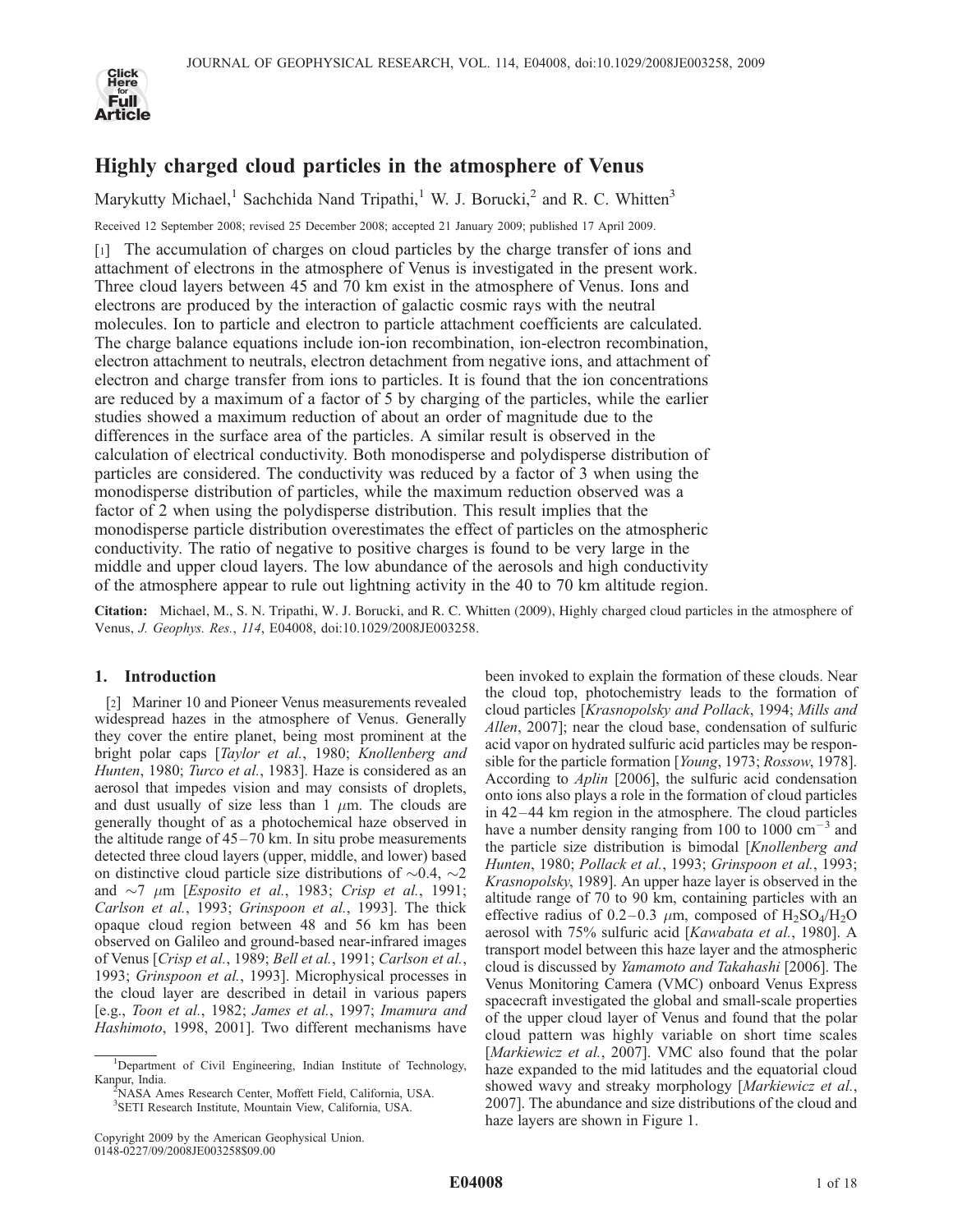# Highly charged cloud particles in the atmosphere of Venus

Marykutty Michael,[1] Sachchida Nand Tripathi,[1] W. J. Borucki,[2] and R. C. Whitten[3]

Received 12 September 2008; revised 25 December 2008; accepted 21 January 2009; published 17 April 2009.

[1] The accumulation of charges on cloud particles by the charge transfer of ions and attachment of electrons in the atmosphere of Venus is investigated in the present work. Three cloud layers between 45 and 70 km exist in the atmosphere of Venus. Ions and electrons are produced by the interaction of galactic cosmic rays with the neutral molecules. Ion to particle and electron to particle attachment coefficients are calculated. The charge balance equations include ion-ion recombination, ion-electron recombination, electron attachment to neutrals, electron detachment from negative ions, and attachment of electron and charge transfer from ions to particles. It is found that the ion concentrations are reduced by a maximum of a factor of 5 by charging of the particles, while the earlier studies showed a maximum reduction of about an order of magnitude due to the differences in the surface area of the particles. A similar result is observed in the calculation of electrical conductivity. Both monodisperse and polydisperse distribution of particles are considered. The conductivity was reduced by a factor of 3 when using the monodisperse distribution of particles, while the maximum reduction observed was a factor of 2 when using the polydisperse distribution. This result implies that the monodisperse particle distribution overestimates the effect of particles on the atmospheric conductivity. The ratio of negative to positive charges is found to be very large in the middle and upper cloud layers. The low abundance of the aerosols and high conductivity of the atmosphere appear to rule out lightning activity in the 40 to 70 km altitude region.

**Citation:** Michael, M., S. N. Tripathi, W. J. Borucki, and R. C. Whitten (2009), Highly charged cloud particles in the atmosphere of Venus, *J. Geophys. Res.*, *114*, E04008, doi:10.1029/2008JE003258.

## 1. Introduction

[2] Mariner 10 and Pioneer Venus measurements revealed widespread hazes in the atmosphere of Venus. Generally they cover the entire planet, being most prominent at the bright polar caps [*Taylor et al.*, 1980; *Knollenberg and Hunten*, 1980; *Turco et al.*, 1983]. Haze is considered as an aerosol that impedes vision and may consists of droplets, and dust usually of size less than 1 $\mu$m. The clouds are generally thought of as a photochemical haze observed in the altitude range of 45–70 km. In situ probe measurements detected three cloud layers (upper, middle, and lower) based on distinctive cloud particle size distributions of ~0.4, ~2 and ~7 $\mu$m [*Esposito et al.*, 1983; *Crisp et al.*, 1991; *Carlson et al.*, 1993; *Grinspoon et al.*, 1993]. The thick opaque cloud region between 48 and 56 km has been observed on Galileo and ground-based near-infrared images of Venus [*Crisp et al.*, 1989; *Bell et al.*, 1991; *Carlson et al.*, 1993; *Grinspoon et al.*, 1993]. Microphysical processes in the cloud layer are described in detail in various papers [e.g., *Toon et al.*, 1982; *James et al.*, 1997; *Imamura and Hashimoto*, 1998, 2001]. Two different mechanisms have been invoked to explain the formation of these clouds. Near the cloud top, photochemistry leads to the formation of cloud particles [*Krasnopolsky and Pollack*, 1994; *Mills and Allen*, 2007]; near the cloud base, condensation of sulfuric acid vapor on hydrated sulfuric acid particles may be responsible for the particle formation [*Young*, 1973; *Rossow*, 1978]. According to *Aplin* [2006], the sulfuric acid condensation onto ions also plays a role in the formation of cloud particles in 42–44 km region in the atmosphere. The cloud particles have a number density ranging from 100 to 1000 cm$^{-3}$ and the particle size distribution is bimodal [*Knollenberg and Hunten*, 1980; *Pollack et al.*, 1993; *Grinspoon et al.*, 1993; *Krasnopolsky*, 1989]. An upper haze layer is observed in the altitude range of 70 to 90 km, containing particles with an effective radius of 0.2–0.3 $\mu$m, composed of $H_2SO_4/H_2O$ aerosol with 75% sulfuric acid [*Kawabata et al.*, 1980]. A transport model between this haze layer and the atmospheric cloud is discussed by *Yamamoto and Takahashi* [2006]. The Venus Monitoring Camera (VMC) onboard Venus Express spacecraft investigated the global and small-scale properties of the upper cloud layer of Venus and found that the polar cloud pattern was highly variable on short time scales [*Markiewicz et al.*, 2007]. VMC also found that the polar haze expanded to the mid latitudes and the equatorial cloud showed wavy and streaky morphology [*Markiewicz et al.*, 2007]. The abundance and size distributions of the cloud and haze layers are shown in Figure 1.

[1] Department of Civil Engineering, Indian Institute of Technology, Kanpur, India.
[2] NASA Ames Research Center, Moffett Field, California, USA.
[3] SETI Research Institute, Mountain View, California, USA.

Copyright 2009 by the American Geophysical Union.
0148-0227/09/2008JE003258$09.00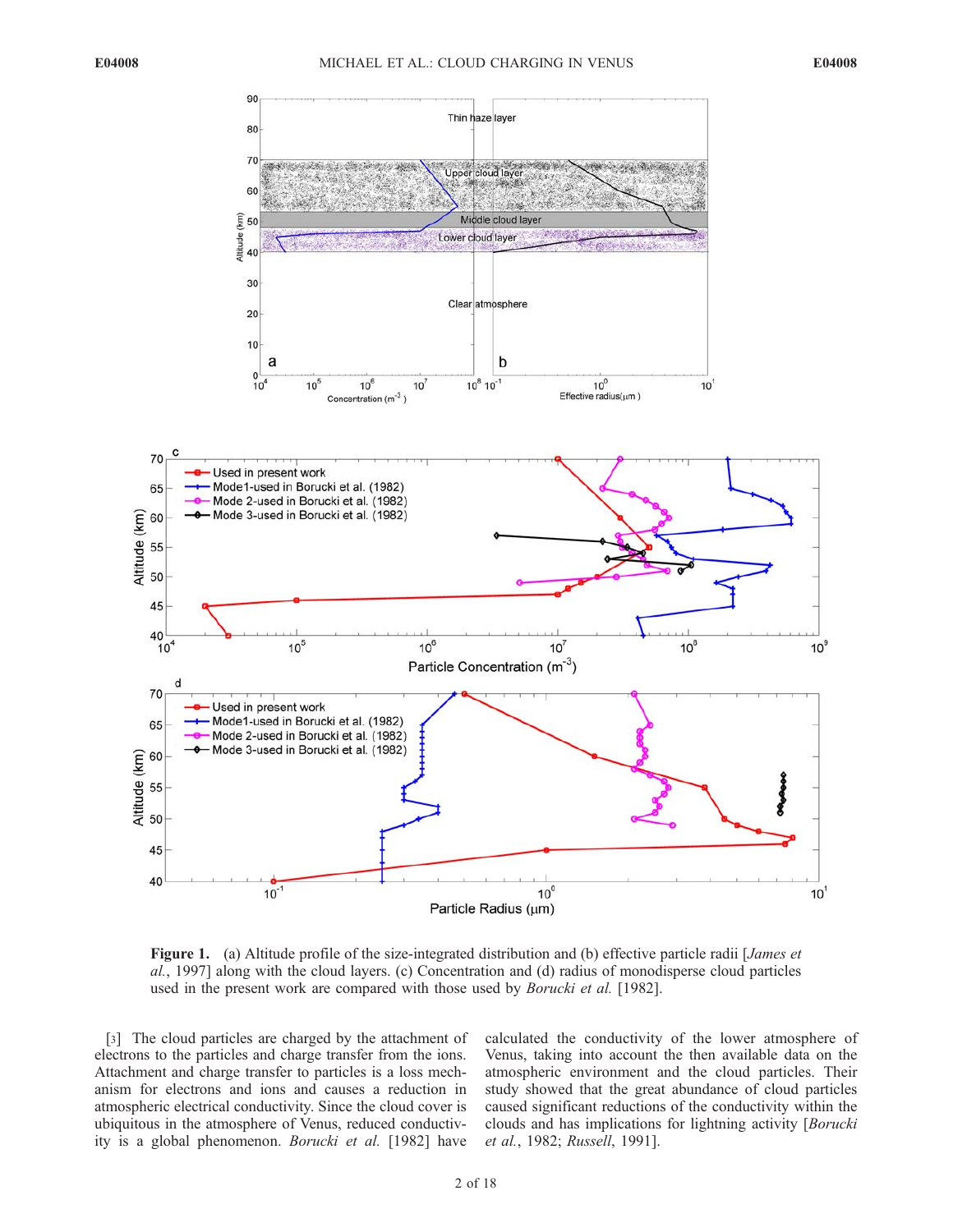**Figure 1.** (a) Altitude profile of the size-integrated distribution and (b) effective particle radii [*James et al.*, 1997] along with the cloud layers. (c) Concentration and (d) radius of monodisperse cloud particles used in the present work are compared with those used by *Borucki et al.* [1982].

[3] The cloud particles are charged by the attachment of electrons to the particles and charge transfer from the ions. Attachment and charge transfer to particles is a loss mechanism for electrons and ions and causes a reduction in atmospheric electrical conductivity. Since the cloud cover is ubiquitous in the atmosphere of Venus, reduced conductivity is a global phenomenon. *Borucki et al.* [1982] have calculated the conductivity of the lower atmosphere of Venus, taking into account the then available data on the atmospheric environment and the cloud particles. Their study showed that the great abundance of cloud particles caused significant reductions of the conductivity within the clouds and has implications for lightning activity [*Borucki et al.*, 1982; *Russell*, 1991].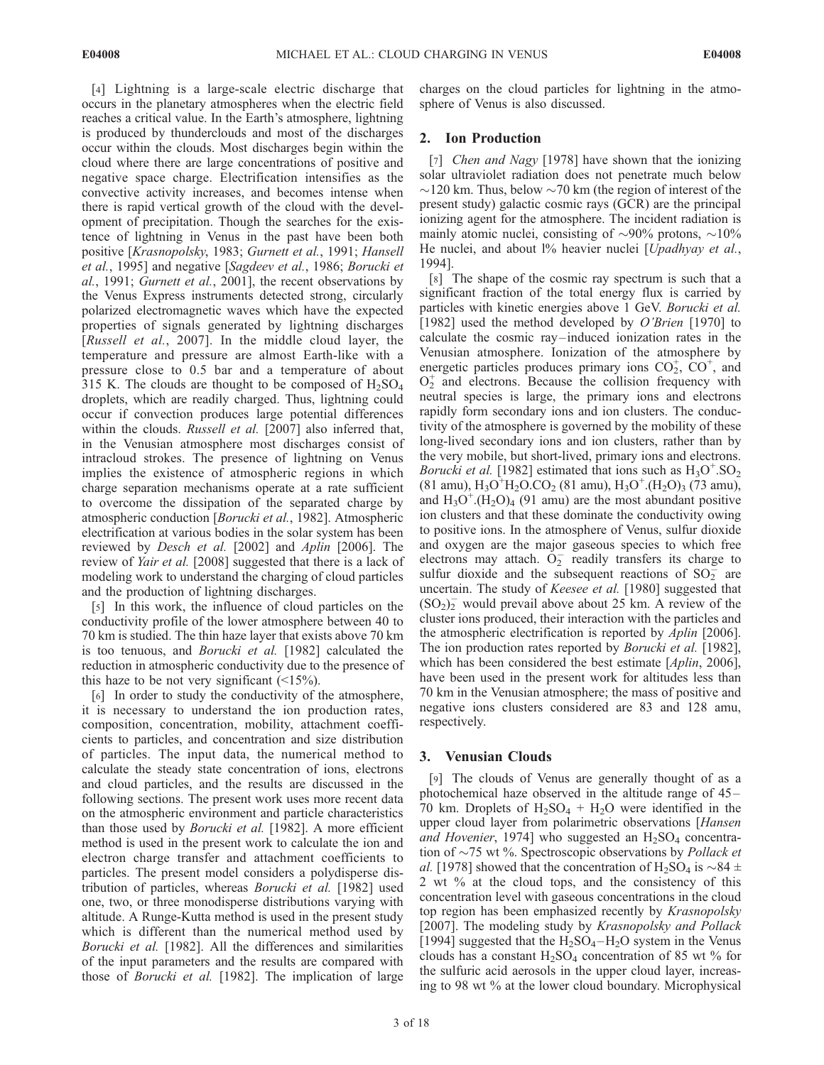[4] Lightning is a large-scale electric discharge that occurs in the planetary atmospheres when the electric field reaches a critical value. In the Earth's atmosphere, lightning is produced by thunderclouds and most of the discharges occur within the clouds. Most discharges begin within the cloud where there are large concentrations of positive and negative space charge. Electrification intensifies as the convective activity increases, and becomes intense when there is rapid vertical growth of the cloud with the development of precipitation. Though the searches for the existence of lightning in Venus in the past have been both positive [*Krasnopolsky*, 1983; *Gurnett et al.*, 1991; *Hansell et al.*, 1995] and negative [*Sagdeev et al.*, 1986; *Borucki et al.*, 1991; *Gurnett et al.*, 2001], the recent observations by the Venus Express instruments detected strong, circularly polarized electromagnetic waves which have the expected properties of signals generated by lightning discharges [*Russell et al.*, 2007]. In the middle cloud layer, the temperature and pressure are almost Earth-like with a pressure close to 0.5 bar and a temperature of about 315 K. The clouds are thought to be composed of $H_2SO_4$ droplets, which are readily charged. Thus, lightning could occur if convection produces large potential differences within the clouds. *Russell et al.* [2007] also inferred that, in the Venusian atmosphere most discharges consist of intracloud strokes. The presence of lightning on Venus implies the existence of atmospheric regions in which charge separation mechanisms operate at a rate sufficient to overcome the dissipation of the separated charge by atmospheric conduction [*Borucki et al.*, 1982]. Atmospheric electrification at various bodies in the solar system has been reviewed by *Desch et al.* [2002] and *Aplin* [2006]. The review of *Yair et al.* [2008] suggested that there is a lack of modeling work to understand the charging of cloud particles and the production of lightning discharges.

[5] In this work, the influence of cloud particles on the conductivity profile of the lower atmosphere between 40 to 70 km is studied. The thin haze layer that exists above 70 km is too tenuous, and *Borucki et al.* [1982] calculated the reduction in atmospheric conductivity due to the presence of this haze to be not very significant (<15%).

[6] In order to study the conductivity of the atmosphere, it is necessary to understand the ion production rates, composition, concentration, mobility, attachment coefficients to particles, and concentration and size distribution of particles. The input data, the numerical method to calculate the steady state concentration of ions, electrons and cloud particles, and the results are discussed in the following sections. The present work uses more recent data on the atmospheric environment and particle characteristics than those used by *Borucki et al.* [1982]. A more efficient method is used in the present work to calculate the ion and electron charge transfer and attachment coefficients to particles. The present model considers a polydisperse distribution of particles, whereas *Borucki et al.* [1982] used one, two, or three monodisperse distributions varying with altitude. A Runge-Kutta method is used in the present study which is different than the numerical method used by *Borucki et al.* [1982]. All the differences and similarities of the input parameters and the results are compared with those of *Borucki et al.* [1982]. The implication of large charges on the cloud particles for lightning in the atmosphere of Venus is also discussed.

## 2. Ion Production

[7] *Chen and Nagy* [1978] have shown that the ionizing solar ultraviolet radiation does not penetrate much below ~120 km. Thus, below ~70 km (the region of interest of the present study) galactic cosmic rays (GCR) are the principal ionizing agent for the atmosphere. The incident radiation is mainly atomic nuclei, consisting of ~90% protons, ~10% He nuclei, and about l% heavier nuclei [*Upadhyay et al.*, 1994].

[8] The shape of the cosmic ray spectrum is such that a significant fraction of the total energy flux is carried by particles with kinetic energies above 1 GeV. *Borucki et al.* [1982] used the method developed by *O'Brien* [1970] to calculate the cosmic ray–induced ionization rates in the Venusian atmosphere. Ionization of the atmosphere by energetic particles produces primary ions $CO_2^+$, $CO^+$, and $O_2^+$ and electrons. Because the collision frequency with neutral species is large, the primary ions and electrons rapidly form secondary ions and ion clusters. The conductivity of the atmosphere is governed by the mobility of these long-lived secondary ions and ion clusters, rather than by the very mobile, but short-lived, primary ions and electrons. *Borucki et al.* [1982] estimated that ions such as $H_3O^+.SO_2$ (81 amu), $H_3O^+H_2O.CO_2$ (81 amu), $H_3O^+.(H_2O)_3$ (73 amu), and $H_3O^+.(H_2O)_4$ (91 amu) are the most abundant positive ion clusters and that these dominate the conductivity owing to positive ions. In the atmosphere of Venus, sulfur dioxide and oxygen are the major gaseous species to which free electrons may attach. $O_2^-$ readily transfers its charge to sulfur dioxide and the subsequent reactions of $SO_2^-$ are uncertain. The study of *Keesee et al.* [1980] suggested that $(SO_2)_2^-$ would prevail above about 25 km. A review of the cluster ions produced, their interaction with the particles and the atmospheric electrification is reported by *Aplin* [2006]. The ion production rates reported by *Borucki et al.* [1982], which has been considered the best estimate [*Aplin*, 2006], have been used in the present work for altitudes less than 70 km in the Venusian atmosphere; the mass of positive and negative ions clusters considered are 83 and 128 amu, respectively.

## 3. Venusian Clouds

[9] The clouds of Venus are generally thought of as a photochemical haze observed in the altitude range of 45–70 km. Droplets of $H_2SO_4$ + $H_2O$ were identified in the upper cloud layer from polarimetric observations [*Hansen and Hovenier*, 1974] who suggested an $H_2SO_4$ concentration of ~75 wt %. Spectroscopic observations by *Pollack et al.* [1978] showed that the concentration of $H_2SO_4$ is ~84 ± 2 wt % at the cloud tops, and the consistency of this concentration level with gaseous concentrations in the cloud top region has been emphasized recently by *Krasnopolsky* [2007]. The modeling study by *Krasnopolsky and Pollack* [1994] suggested that the $H_2SO_4$–$H_2O$ system in the Venus clouds has a constant $H_2SO_4$ concentration of 85 wt % for the sulfuric acid aerosols in the upper cloud layer, increasing to 98 wt % at the lower cloud boundary. Microphysical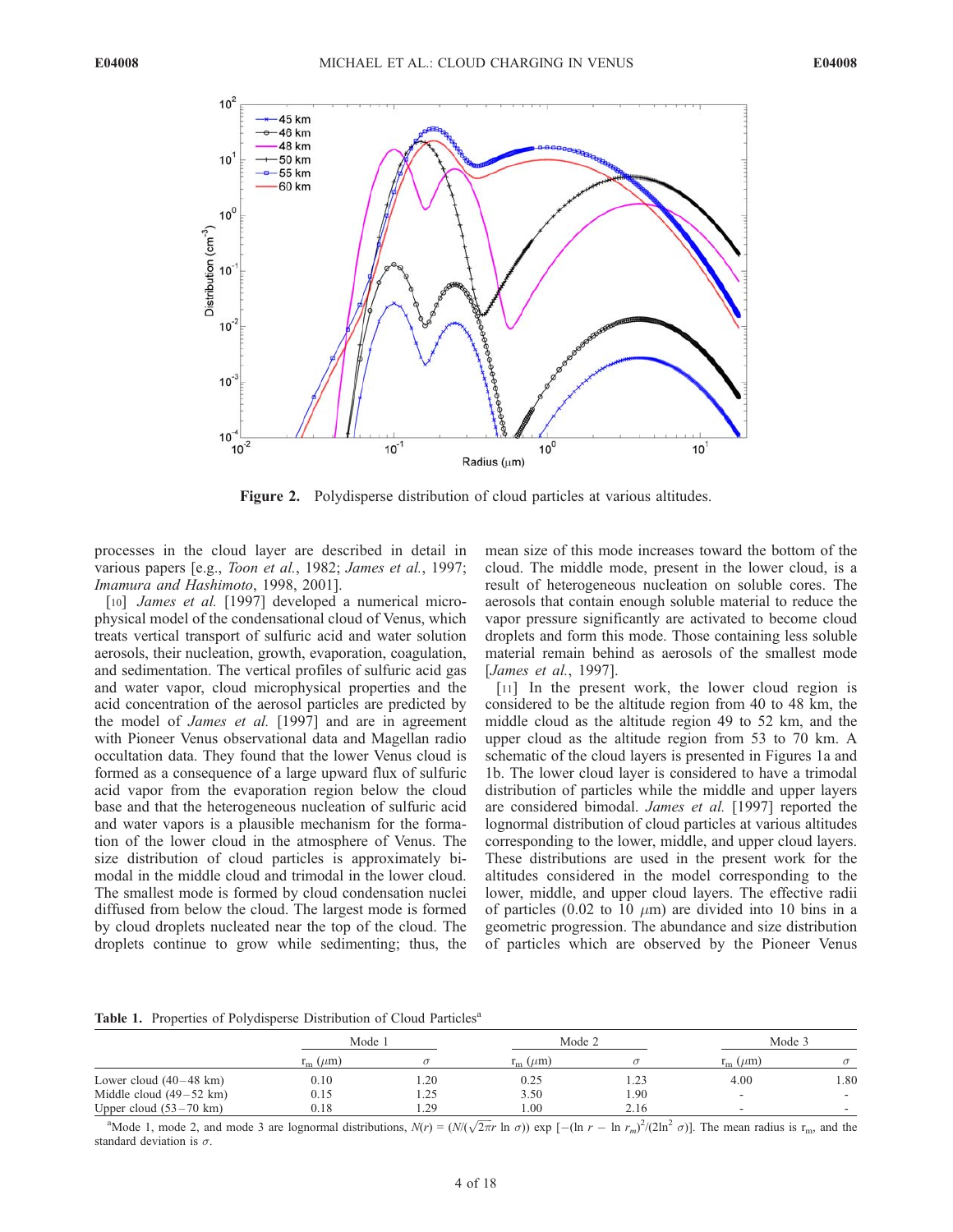Figure 2. Polydisperse distribution of cloud particles at various altitudes.

processes in the cloud layer are described in detail in various papers [e.g., *Toon et al.*, 1982; *James et al.*, 1997; *Imamura and Hashimoto*, 1998, 2001].

[10] *James et al.* [1997] developed a numerical microphysical model of the condensational cloud of Venus, which treats vertical transport of sulfuric acid and water solution aerosols, their nucleation, growth, evaporation, coagulation, and sedimentation. The vertical profiles of sulfuric acid gas and water vapor, cloud microphysical properties and the acid concentration of the aerosol particles are predicted by the model of *James et al.* [1997] and are in agreement with Pioneer Venus observational data and Magellan radio occultation data. They found that the lower Venus cloud is formed as a consequence of a large upward flux of sulfuric acid vapor from the evaporation region below the cloud base and that the heterogeneous nucleation of sulfuric acid and water vapors is a plausible mechanism for the formation of the lower cloud in the atmosphere of Venus. The size distribution of cloud particles is approximately bimodal in the middle cloud and trimodal in the lower cloud. The smallest mode is formed by cloud condensation nuclei diffused from below the cloud. The largest mode is formed by cloud droplets nucleated near the top of the cloud. The droplets continue to grow while sedimenting; thus, the mean size of this mode increases toward the bottom of the cloud. The middle mode, present in the lower cloud, is a result of heterogeneous nucleation on soluble cores. The aerosols that contain enough soluble material to reduce the vapor pressure significantly are activated to become cloud droplets and form this mode. Those containing less soluble material remain behind as aerosols of the smallest mode [*James et al.*, 1997].

[11] In the present work, the lower cloud region is considered to be the altitude region from 40 to 48 km, the middle cloud as the altitude region 49 to 52 km, and the upper cloud as the altitude region from 53 to 70 km. A schematic of the cloud layers is presented in Figures 1a and 1b. The lower cloud layer is considered to have a trimodal distribution of particles while the middle and upper layers are considered bimodal. *James et al.* [1997] reported the lognormal distribution of cloud particles at various altitudes corresponding to the lower, middle, and upper cloud layers. These distributions are used in the present work for the altitudes considered in the model corresponding to the lower, middle, and upper cloud layers. The effective radii of particles (0.02 to 10 $\mu$m) are divided into 10 bins in a geometric progression. The abundance and size distribution of particles which are observed by the Pioneer Venus

**Table 1.** Properties of Polydisperse Distribution of Cloud Particles[a]

| | Mode 1 | | Mode 2 | | Mode 3 | |
|---|---|---|---|---|---|---|
| | $r_m$ ($\mu$m) | $\sigma$ | $r_m$ ($\mu$m) | $\sigma$ | $r_m$ ($\mu$m) | $\sigma$ |
| Lower cloud (40–48 km) | 0.10 | 1.20 | 0.25 | 1.23 | 4.00 | 1.80 |
| Middle cloud (49–52 km) | 0.15 | 1.25 | 3.50 | 1.90 | - | - |
| Upper cloud (53–70 km) | 0.18 | 1.29 | 1.00 | 2.16 | - | - |

[a]Mode 1, mode 2, and mode 3 are lognormal distributions, $N(r) = (N/(\sqrt{2\pi}r \ln \sigma)) \exp[-(\ln r - \ln r_m)^2/(2\ln^2 \sigma)]$. The mean radius is $r_m$, and the standard deviation is $\sigma$.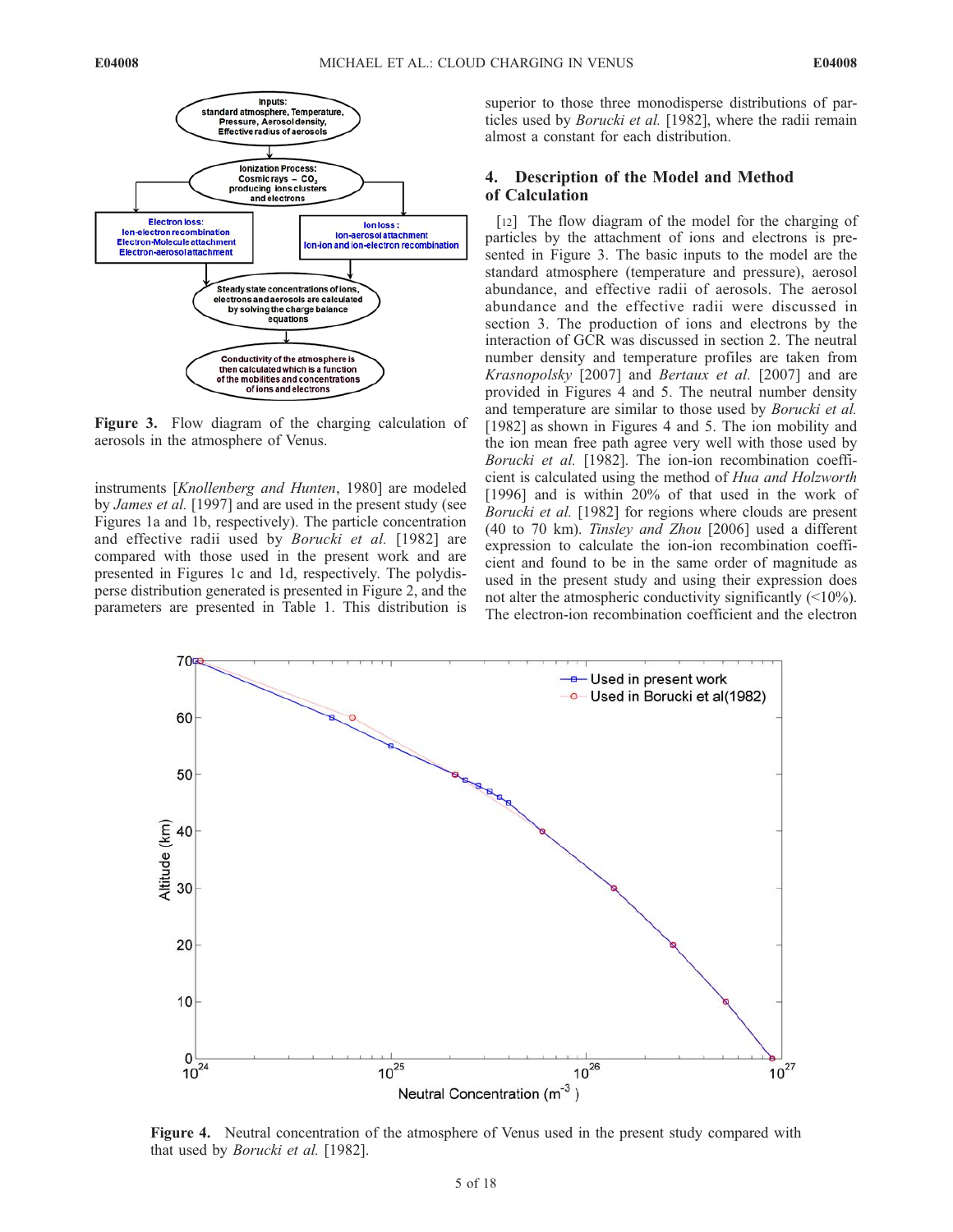Figure 3. Flow diagram of the charging calculation of aerosols in the atmosphere of Venus.

instruments [*Knollenberg and Hunten*, 1980] are modeled by *James et al.* [1997] and are used in the present study (see Figures 1a and 1b, respectively). The particle concentration and effective radii used by *Borucki et al.* [1982] are compared with those used in the present work and are presented in Figures 1c and 1d, respectively. The polydisperse distribution generated is presented in Figure 2, and the parameters are presented in Table 1. This distribution is superior to those three monodisperse distributions of particles used by *Borucki et al.* [1982], where the radii remain almost a constant for each distribution.

## 4. Description of the Model and Method of Calculation

[12] The flow diagram of the model for the charging of particles by the attachment of ions and electrons is presented in Figure 3. The basic inputs to the model are the standard atmosphere (temperature and pressure), aerosol abundance, and effective radii of aerosols. The aerosol abundance and the effective radii were discussed in section 3. The production of ions and electrons by the interaction of GCR was discussed in section 2. The neutral number density and temperature profiles are taken from *Krasnopolsky* [2007] and *Bertaux et al.* [2007] and are provided in Figures 4 and 5. The neutral number density and temperature are similar to those used by *Borucki et al.* [1982] as shown in Figures 4 and 5. The ion mobility and the ion mean free path agree very well with those used by *Borucki et al.* [1982]. The ion-ion recombination coefficient is calculated using the method of *Hua and Holzworth* [1996] and is within 20% of that used in the work of *Borucki et al.* [1982] for regions where clouds are present (40 to 70 km). *Tinsley and Zhou* [2006] used a different expression to calculate the ion-ion recombination coefficient and found to be in the same order of magnitude as used in the present study and using their expression does not alter the atmospheric conductivity significantly (<10%). The electron-ion recombination coefficient and the electron

Figure 4. Neutral concentration of the atmosphere of Venus used in the present study compared with that used by *Borucki et al.* [1982].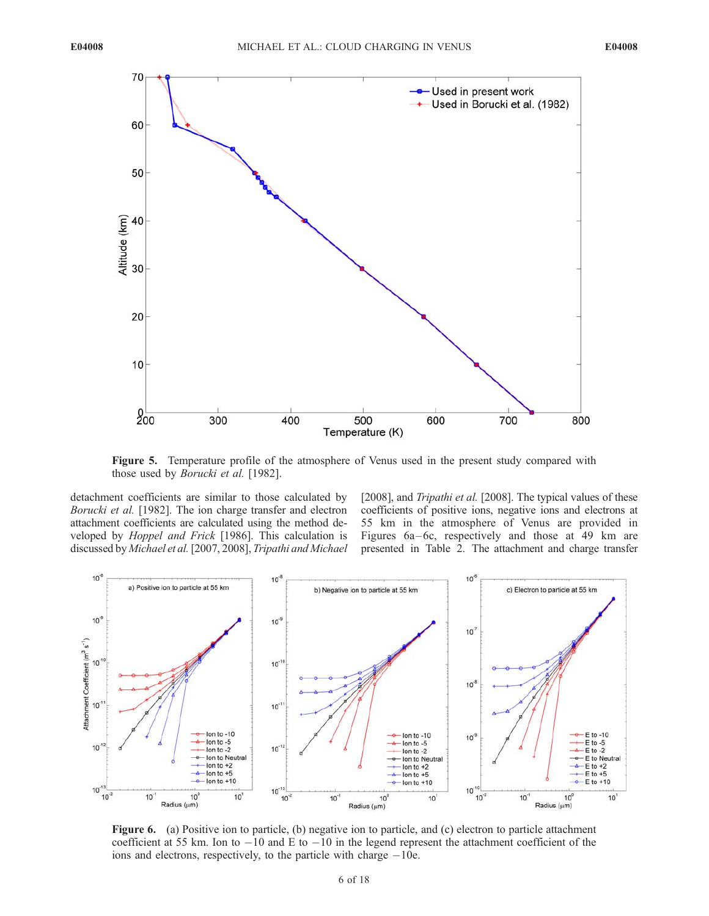**Figure 5.** Temperature profile of the atmosphere of Venus used in the present study compared with those used by *Borucki et al.* [1982].

detachment coefficients are similar to those calculated by *Borucki et al.* [1982]. The ion charge transfer and electron attachment coefficients are calculated using the method developed by *Hoppel and Frick* [1986]. This calculation is discussed by *Michael et al.* [2007, 2008], *Tripathi and Michael* [2008], and *Tripathi et al.* [2008]. The typical values of these coefficients of positive ions, negative ions and electrons at 55 km in the atmosphere of Venus are provided in Figures 6a–6c, respectively and those at 49 km are presented in Table 2. The attachment and charge transfer

**Figure 6.** (a) Positive ion to particle, (b) negative ion to particle, and (c) electron to particle attachment coefficient at 55 km. Ion to −10 and E to −10 in the legend represent the attachment coefficient of the ions and electrons, respectively, to the particle with charge −10e.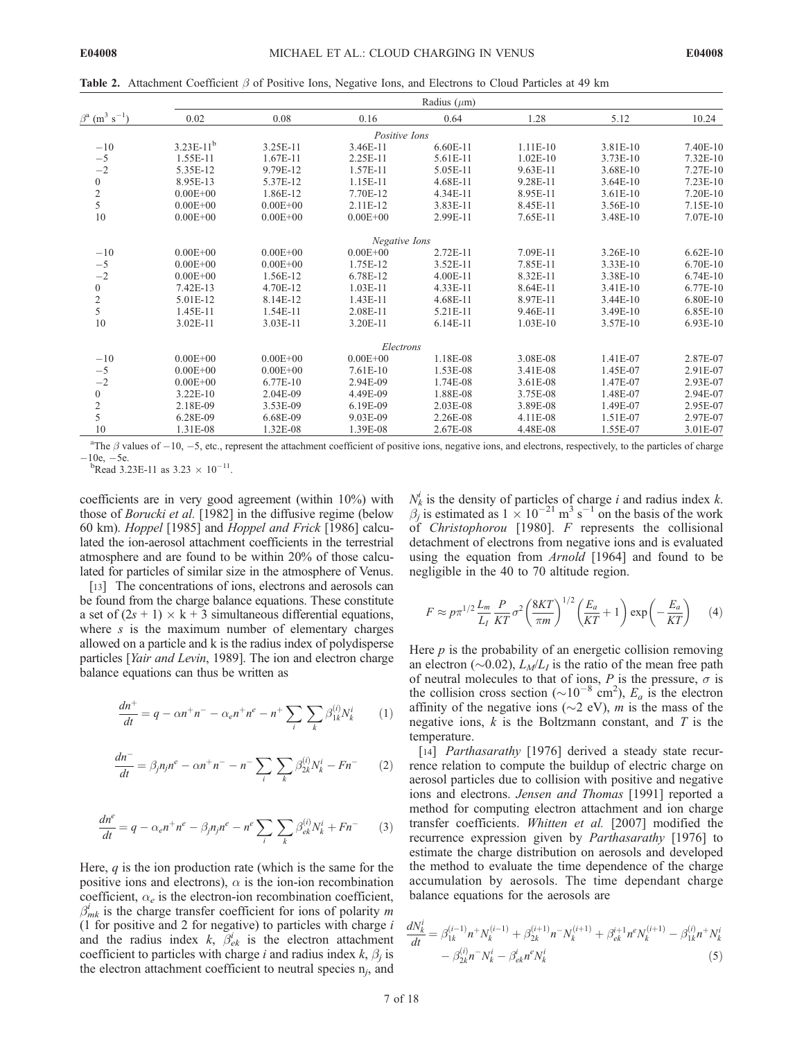**Table 2.** Attachment Coefficient $\beta$ of Positive Ions, Negative Ions, and Electrons to Cloud Particles at 49 km

| $\beta$[a] ($m^3$ $s^{-1}$) | Radius ($\mu$m) | | | | | | |
|---|---|---|---|---|---|---|---|
| | 0.02 | 0.08 | 0.16 | 0.64 | 1.28 | 5.12 | 10.24 |
| | | | | *Positive Ions* | | | |
| −10 | 3.23E-11[b] | 3.25E-11 | 3.46E-11 | 6.60E-11 | 1.11E-10 | 3.81E-10 | 7.40E-10 |
| −5 | 1.55E-11 | 1.67E-11 | 2.25E-11 | 5.61E-11 | 1.02E-10 | 3.73E-10 | 7.32E-10 |
| −2 | 5.35E-12 | 9.79E-12 | 1.57E-11 | 5.05E-11 | 9.63E-11 | 3.68E-10 | 7.27E-10 |
| 0 | 8.95E-13 | 5.37E-12 | 1.15E-11 | 4.68E-11 | 9.28E-11 | 3.64E-10 | 7.23E-10 |
| 2 | 0.00E+00 | 1.86E-12 | 7.70E-12 | 4.34E-11 | 8.95E-11 | 3.61E-10 | 7.20E-10 |
| 5 | 0.00E+00 | 0.00E+00 | 2.11E-12 | 3.83E-11 | 8.45E-11 | 3.56E-10 | 7.15E-10 |
| 10 | 0.00E+00 | 0.00E+00 | 0.00E+00 | 2.99E-11 | 7.65E-11 | 3.48E-10 | 7.07E-10 |
| | | | | *Negative Ions* | | | |
| −10 | 0.00E+00 | 0.00E+00 | 0.00E+00 | 2.72E-11 | 7.09E-11 | 3.26E-10 | 6.62E-10 |
| −5 | 0.00E+00 | 0.00E+00 | 1.75E-12 | 3.52E-11 | 7.85E-11 | 3.33E-10 | 6.70E-10 |
| −2 | 0.00E+00 | 1.56E-12 | 6.78E-12 | 4.00E-11 | 8.32E-11 | 3.38E-10 | 6.74E-10 |
| 0 | 7.42E-13 | 4.70E-12 | 1.03E-11 | 4.33E-11 | 8.64E-11 | 3.41E-10 | 6.77E-10 |
| 2 | 5.01E-12 | 8.14E-12 | 1.43E-11 | 4.68E-11 | 8.97E-11 | 3.44E-10 | 6.80E-10 |
| 5 | 1.45E-11 | 1.54E-11 | 2.08E-11 | 5.21E-11 | 9.46E-11 | 3.49E-10 | 6.85E-10 |
| 10 | 3.02E-11 | 3.03E-11 | 3.20E-11 | 6.14E-11 | 1.03E-10 | 3.57E-10 | 6.93E-10 |
| | | | | *Electrons* | | | |
| −10 | 0.00E+00 | 0.00E+00 | 0.00E+00 | 1.18E-08 | 3.08E-08 | 1.41E-07 | 2.87E-07 |
| −5 | 0.00E+00 | 0.00E+00 | 7.61E-10 | 1.53E-08 | 3.41E-08 | 1.45E-07 | 2.91E-07 |
| −2 | 0.00E+00 | 6.77E-10 | 2.94E-09 | 1.74E-08 | 3.61E-08 | 1.47E-07 | 2.93E-07 |
| 0 | 3.22E-10 | 2.04E-09 | 4.49E-09 | 1.88E-08 | 3.75E-08 | 1.48E-07 | 2.94E-07 |
| 2 | 2.18E-09 | 3.53E-09 | 6.19E-09 | 2.03E-08 | 3.89E-08 | 1.49E-07 | 2.95E-07 |
| 5 | 6.28E-09 | 6.68E-09 | 9.03E-09 | 2.26E-08 | 4.11E-08 | 1.51E-07 | 2.97E-07 |
| 10 | 1.31E-08 | 1.32E-08 | 1.39E-08 | 2.67E-08 | 4.48E-08 | 1.55E-07 | 3.01E-07 |

[a]The $\beta$ values of −10, −5, etc., represent the attachment coefficient of positive ions, negative ions, and electrons, respectively, to the particles of charge −10e, −5e.

[b]Read 3.23E-11 as $3.23 \times 10^{-11}$.

coefficients are in very good agreement (within 10%) with those of *Borucki et al.* [1982] in the diffusive regime (below 60 km). *Hoppel* [1985] and *Hoppel and Frick* [1986] calculated the ion-aerosol attachment coefficients in the terrestrial atmosphere and are found to be within 20% of those calculated for particles of similar size in the atmosphere of Venus.

[13] The concentrations of ions, electrons and aerosols can be found from the charge balance equations. These constitute a set of $(2s + 1) \times k + 3$ simultaneous differential equations, where $s$ is the maximum number of elementary charges allowed on a particle and k is the radius index of polydisperse particles [*Yair and Levin*, 1989]. The ion and electron charge balance equations can thus be written as

$$\frac{dn^+}{dt} = q - \alpha n^+ n^- - \alpha_e n^+ n^e - n^+ \sum_i \sum_k \beta_{1k}^{(i)} N_k^i \qquad (1)$$

$$\frac{dn^-}{dt} = \beta_j n_j n^e - \alpha n^+ n^- - n^- \sum_i \sum_k \beta_{2k}^{(i)} N_k^i - F n^- \qquad (2)$$

$$\frac{dn^e}{dt} = q - \alpha_e n^+ n^e - \beta_j n_j n^e - n^e \sum_i \sum_k \beta_{ek}^{(i)} N_k^i + F n^- \qquad (3)$$

Here, $q$ is the ion production rate (which is the same for the positive ions and electrons), $\alpha$ is the ion-ion recombination coefficient, $\alpha_e$ is the electron-ion recombination coefficient, $\beta_{mk}^i$ is the charge transfer coefficient for ions of polarity $m$ (1 for positive and 2 for negative) to particles with charge $i$ and the radius index $k$, $\beta_{ek}^i$ is the electron attachment coefficient to particles with charge $i$ and radius index $k$, $\beta_j$ is the electron attachment coefficient to neutral species $n_j$, and $N_k^i$ is the density of particles of charge $i$ and radius index $k$. $\beta_j$ is estimated as $1 \times 10^{-21}$ $m^3$ $s^{-1}$ on the basis of the work of *Christophorou* [1980]. $F$ represents the collisional detachment of electrons from negative ions and is evaluated using the equation from *Arnold* [1964] and found to be negligible in the 40 to 70 altitude region.

$$F \approx p\pi^{1/2} \frac{L_m}{L_I} \frac{P}{KT} \sigma^2 \left(\frac{8KT}{\pi m}\right)^{1/2} \left(\frac{E_a}{KT} + 1\right) \exp\left(-\frac{E_a}{KT}\right) \qquad (4)$$

Here $p$ is the probability of an energetic collision removing an electron (~0.02), $L_M/L_I$ is the ratio of the mean free path of neutral molecules to that of ions, $P$ is the pressure, $\sigma$ is the collision cross section (~$10^{-8}$ $cm^2$), $E_a$ is the electron affinity of the negative ions (~2 eV), $m$ is the mass of the negative ions, $k$ is the Boltzmann constant, and $T$ is the temperature.

[14] *Parthasarathy* [1976] derived a steady state recurrence relation to compute the buildup of electric charge on aerosol particles due to collision with positive and negative ions and electrons. *Jensen and Thomas* [1991] reported a method for computing electron attachment and ion charge transfer coefficients. *Whitten et al.* [2007] modified the recurrence expression given by *Parthasarathy* [1976] to estimate the charge distribution on aerosols and developed the method to evaluate the time dependence of the charge accumulation by aerosols. The time dependant charge balance equations for the aerosols are

$$\frac{dN_k^i}{dt} = \beta_{1k}^{(i-1)} n^+ N_k^{(i-1)} + \beta_{2k}^{(i+1)} n^- N_k^{(i+1)} + \beta_{ek}^{i+1} n^e N_k^{(i+1)} - \beta_{1k}^{(i)} n^+ N_k^i - \beta_{2k}^{(i)} n^- N_k^i - \beta_{ek}^i n^e N_k^i \qquad (5)$$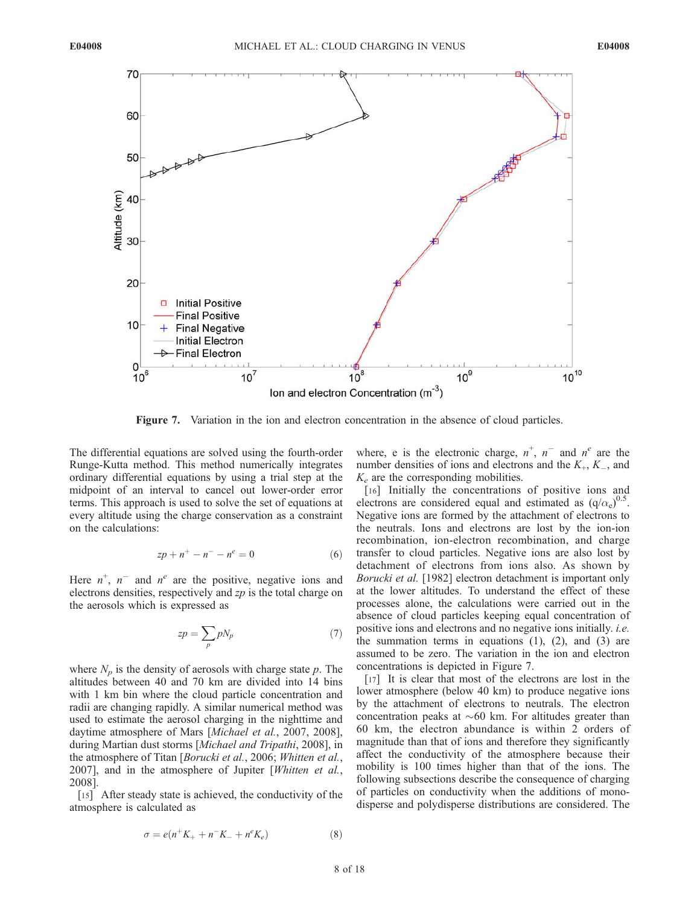Figure 7. Variation in the ion and electron concentration in the absence of cloud particles.

The differential equations are solved using the fourth-order Runge-Kutta method. This method numerically integrates ordinary differential equations by using a trial step at the midpoint of an interval to cancel out lower-order error terms. This approach is used to solve the set of equations at every altitude using the charge conservation as a constraint on the calculations:

$$zp + n^{+} - n^{-} - n^{e} = 0 \tag{6}$$

Here $n^{+}$, $n^{-}$ and $n^{e}$ are the positive, negative ions and electrons densities, respectively and $zp$ is the total charge on the aerosols which is expressed as

$$zp = \sum_{p} pN_p \tag{7}$$

where $N_p$ is the density of aerosols with charge state $p$. The altitudes between 40 and 70 km are divided into 14 bins with 1 km bin where the cloud particle concentration and radii are changing rapidly. A similar numerical method was used to estimate the aerosol charging in the nighttime and daytime atmosphere of Mars [*Michael et al.*, 2007, 2008], during Martian dust storms [*Michael and Tripathi*, 2008], in the atmosphere of Titan [*Borucki et al.*, 2006; *Whitten et al.*, 2007], and in the atmosphere of Jupiter [*Whitten et al.*, 2008].

[15] After steady state is achieved, the conductivity of the atmosphere is calculated as

$$\sigma = e(n^{+}K_{+} + n^{-}K_{-} + n^{e}K_{e}) \tag{8}$$

where, e is the electronic charge, $n^{+}$, $n^{-}$ and $n^{e}$ are the number densities of ions and electrons and the $K_{+}$, $K_{-}$, and $K_e$ are the corresponding mobilities.

[16] Initially the concentrations of positive ions and electrons are considered equal and estimated as $(q/\alpha_e)^{0.5}$. Negative ions are formed by the attachment of electrons to the neutrals. Ions and electrons are lost by the ion-ion recombination, ion-electron recombination, and charge transfer to cloud particles. Negative ions are also lost by detachment of electrons from ions also. As shown by *Borucki et al.* [1982] electron detachment is important only at the lower altitudes. To understand the effect of these processes alone, the calculations were carried out in the absence of cloud particles keeping equal concentration of positive ions and electrons and no negative ions initially. *i.e.* the summation terms in equations (1), (2), and (3) are assumed to be zero. The variation in the ion and electron concentrations is depicted in Figure 7.

[17] It is clear that most of the electrons are lost in the lower atmosphere (below 40 km) to produce negative ions by the attachment of electrons to neutrals. The electron concentration peaks at ~60 km. For altitudes greater than 60 km, the electron abundance is within 2 orders of magnitude than that of ions and therefore they significantly affect the conductivity of the atmosphere because their mobility is 100 times higher than that of the ions. The following subsections describe the consequence of charging of particles on conductivity when the additions of mono-disperse and polydisperse distributions are considered. The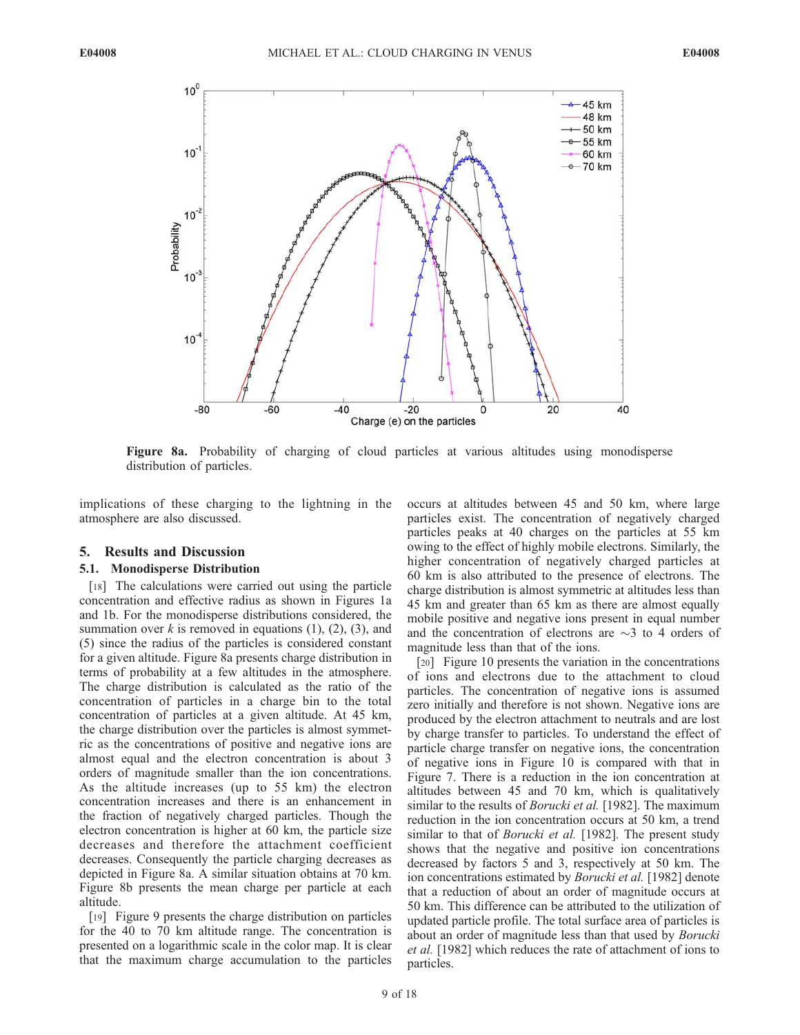Figure 8a. Probability of charging of cloud particles at various altitudes using monodisperse distribution of particles.

implications of these charging to the lightning in the atmosphere are also discussed.

## 5. Results and Discussion

### 5.1. Monodisperse Distribution

[18] The calculations were carried out using the particle concentration and effective radius as shown in Figures 1a and 1b. For the monodisperse distributions considered, the summation over $k$ is removed in equations (1), (2), (3), and (5) since the radius of the particles is considered constant for a given altitude. Figure 8a presents charge distribution in terms of probability at a few altitudes in the atmosphere. The charge distribution is calculated as the ratio of the concentration of particles in a charge bin to the total concentration of particles at a given altitude. At 45 km, the charge distribution over the particles is almost symmetric as the concentrations of positive and negative ions are almost equal and the electron concentration is about 3 orders of magnitude smaller than the ion concentrations. As the altitude increases (up to 55 km) the electron concentration increases and there is an enhancement in the fraction of negatively charged particles. Though the electron concentration is higher at 60 km, the particle size decreases and therefore the attachment coefficient decreases. Consequently the particle charging decreases as depicted in Figure 8a. A similar situation obtains at 70 km. Figure 8b presents the mean charge per particle at each altitude.

[19] Figure 9 presents the charge distribution on particles for the 40 to 70 km altitude range. The concentration is presented on a logarithmic scale in the color map. It is clear that the maximum charge accumulation to the particles occurs at altitudes between 45 and 50 km, where large particles exist. The concentration of negatively charged particles peaks at 40 charges on the particles at 55 km owing to the effect of highly mobile electrons. Similarly, the higher concentration of negatively charged particles at 60 km is also attributed to the presence of electrons. The charge distribution is almost symmetric at altitudes less than 45 km and greater than 65 km as there are almost equally mobile positive and negative ions present in equal number and the concentration of electrons are ~3 to 4 orders of magnitude less than that of the ions.

[20] Figure 10 presents the variation in the concentrations of ions and electrons due to the attachment to cloud particles. The concentration of negative ions is assumed zero initially and therefore is not shown. Negative ions are produced by the electron attachment to neutrals and are lost by charge transfer to particles. To understand the effect of particle charge transfer on negative ions, the concentration of negative ions in Figure 10 is compared with that in Figure 7. There is a reduction in the ion concentration at altitudes between 45 and 70 km, which is qualitatively similar to the results of *Borucki et al.* [1982]. The maximum reduction in the ion concentration occurs at 50 km, a trend similar to that of *Borucki et al.* [1982]. The present study shows that the negative and positive ion concentrations decreased by factors 5 and 3, respectively at 50 km. The ion concentrations estimated by *Borucki et al.* [1982] denote that a reduction of about an order of magnitude occurs at 50 km. This difference can be attributed to the utilization of updated particle profile. The total surface area of particles is about an order of magnitude less than that used by *Borucki et al.* [1982] which reduces the rate of attachment of ions to particles.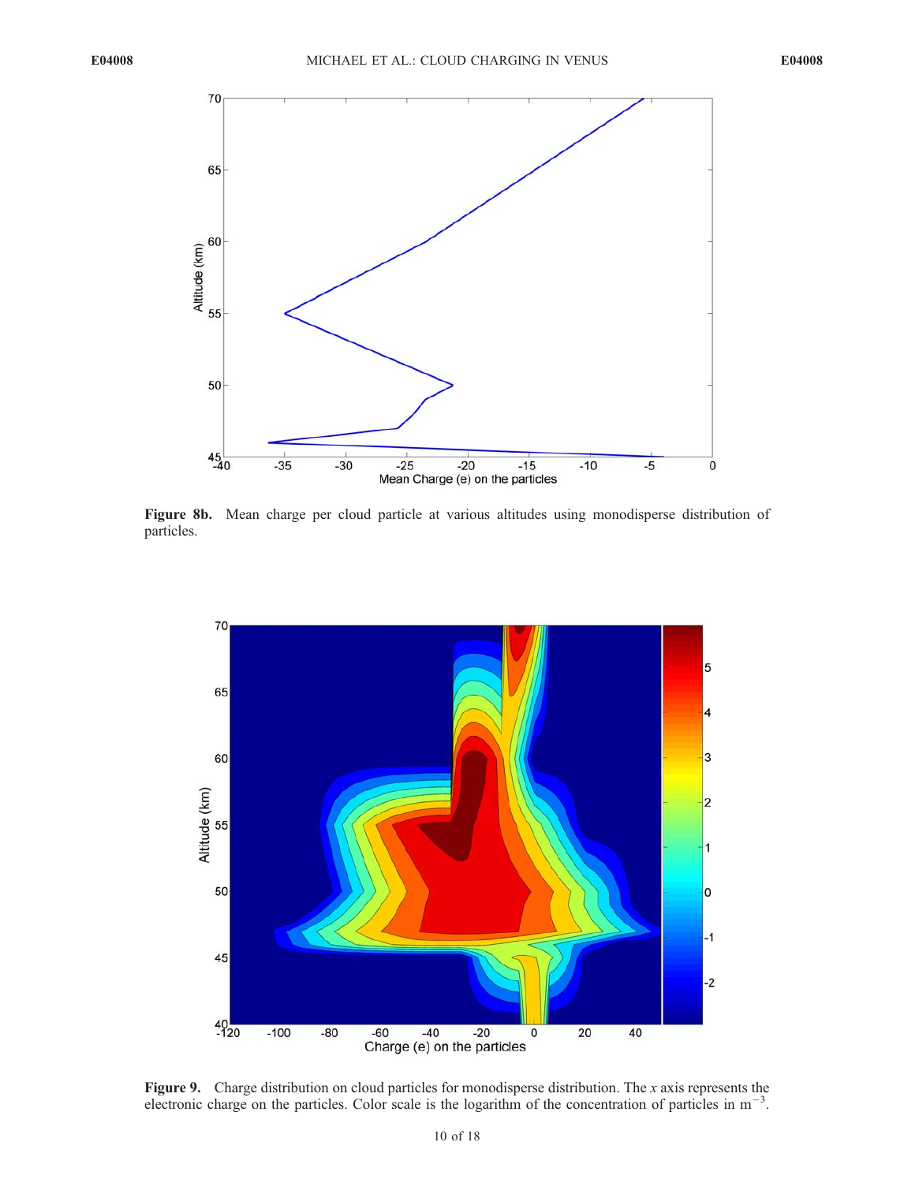**Figure 8b.** Mean charge per cloud particle at various altitudes using monodisperse distribution of particles.

**Figure 9.** Charge distribution on cloud particles for monodisperse distribution. The *x* axis represents the electronic charge on the particles. Color scale is the logarithm of the concentration of particles in $m^{-3}$.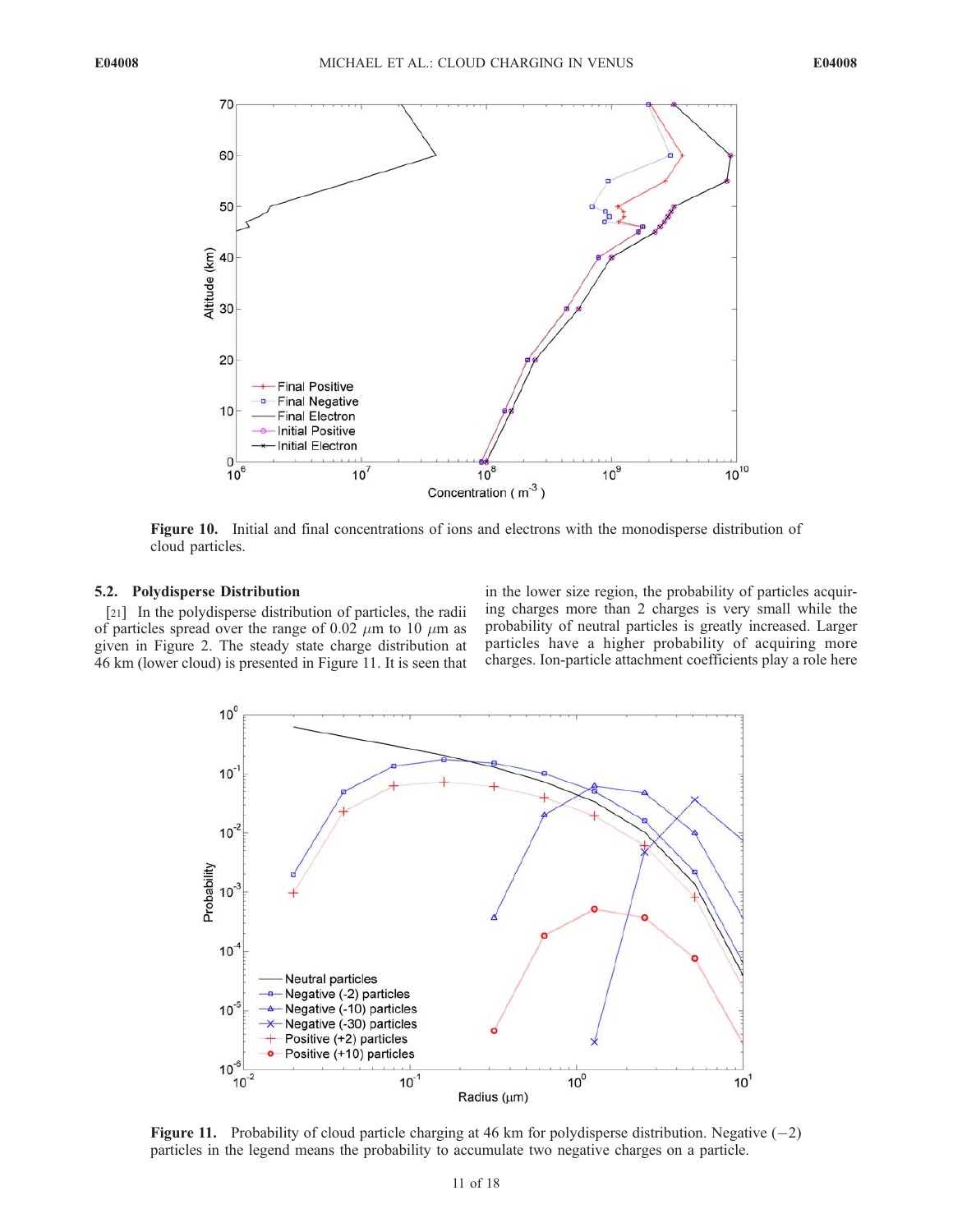Figure 10. Initial and final concentrations of ions and electrons with the monodisperse distribution of cloud particles.

### 5.2. Polydisperse Distribution

[21] In the polydisperse distribution of particles, the radii of particles spread over the range of 0.02 $\mu$m to 10 $\mu$m as given in Figure 2. The steady state charge distribution at 46 km (lower cloud) is presented in Figure 11. It is seen that in the lower size region, the probability of particles acquiring charges more than 2 charges is very small while the probability of neutral particles is greatly increased. Larger particles have a higher probability of acquiring more charges. Ion-particle attachment coefficients play a role here

Figure 11. Probability of cloud particle charging at 46 km for polydisperse distribution. Negative (−2) particles in the legend means the probability to accumulate two negative charges on a particle.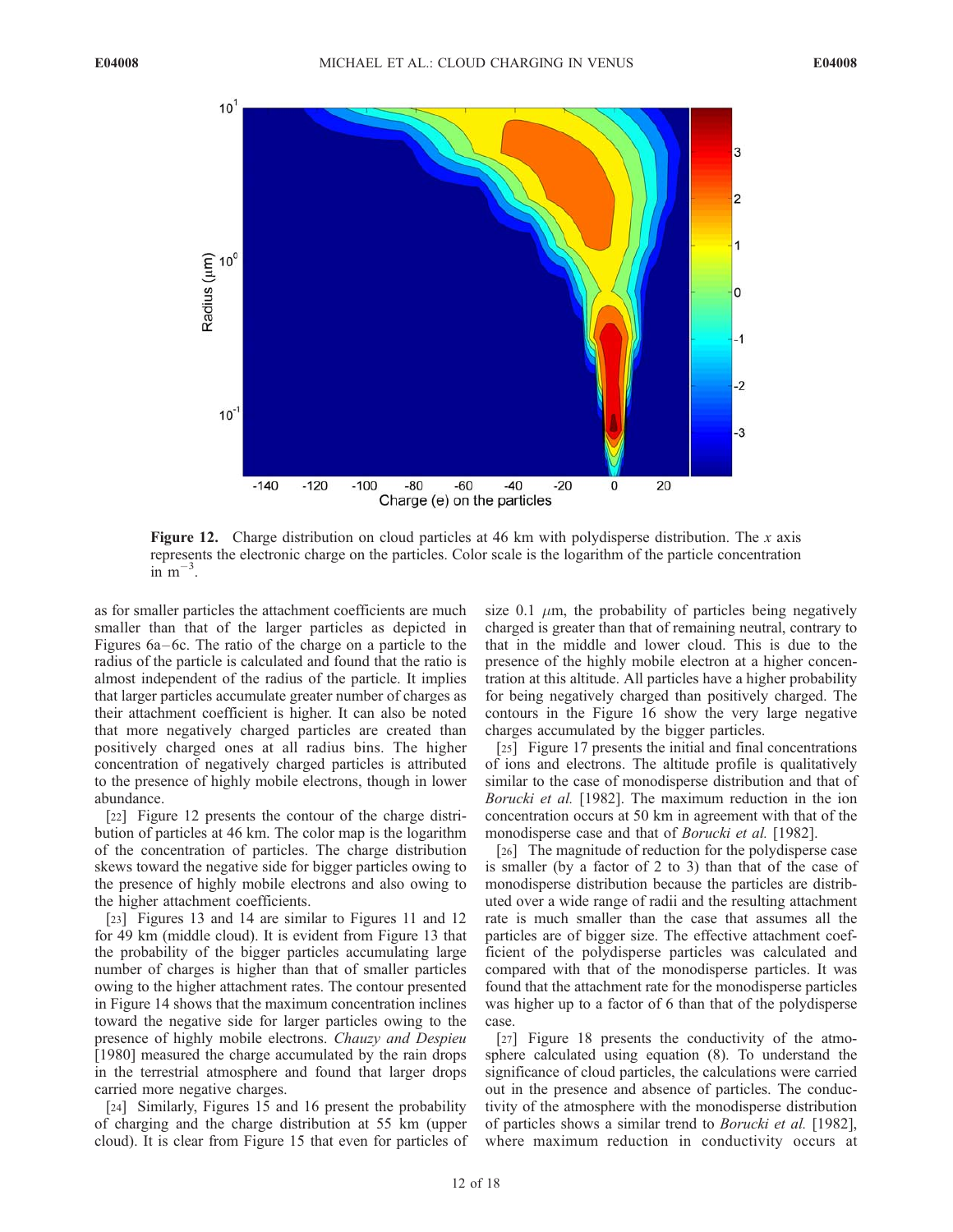**Figure 12.** Charge distribution on cloud particles at 46 km with polydisperse distribution. The $x$ axis represents the electronic charge on the particles. Color scale is the logarithm of the particle concentration in $m^{-3}$.

as for smaller particles the attachment coefficients are much smaller than that of the larger particles as depicted in Figures 6a–6c. The ratio of the charge on a particle to the radius of the particle is calculated and found that the ratio is almost independent of the radius of the particle. It implies that larger particles accumulate greater number of charges as their attachment coefficient is higher. It can also be noted that more negatively charged particles are created than positively charged ones at all radius bins. The higher concentration of negatively charged particles is attributed to the presence of highly mobile electrons, though in lower abundance.

[22] Figure 12 presents the contour of the charge distribution of particles at 46 km. The color map is the logarithm of the concentration of particles. The charge distribution skews toward the negative side for bigger particles owing to the presence of highly mobile electrons and also owing to the higher attachment coefficients.

[23] Figures 13 and 14 are similar to Figures 11 and 12 for 49 km (middle cloud). It is evident from Figure 13 that the probability of the bigger particles accumulating large number of charges is higher than that of smaller particles owing to the higher attachment rates. The contour presented in Figure 14 shows that the maximum concentration inclines toward the negative side for larger particles owing to the presence of highly mobile electrons. *Chauzy and Despiau* [1980] measured the charge accumulated by the rain drops in the terrestrial atmosphere and found that larger drops carried more negative charges.

[24] Similarly, Figures 15 and 16 present the probability of charging and the charge distribution at 55 km (upper cloud). It is clear from Figure 15 that even for particles of size 0.1 $\mu$m, the probability of particles being negatively charged is greater than that of remaining neutral, contrary to that in the middle and lower cloud. This is due to the presence of the highly mobile electron at a higher concentration at this altitude. All particles have a higher probability for being negatively charged than positively charged. The contours in the Figure 16 show the very large negative charges accumulated by the bigger particles.

[25] Figure 17 presents the initial and final concentrations of ions and electrons. The altitude profile is qualitatively similar to the case of monodisperse distribution and that of *Borucki et al.* [1982]. The maximum reduction in the ion concentration occurs at 50 km in agreement with that of the monodisperse case and that of *Borucki et al.* [1982].

[26] The magnitude of reduction for the polydisperse case is smaller (by a factor of 2 to 3) than that of the case of monodisperse distribution because the particles are distributed over a wide range of radii and the resulting attachment rate is much smaller than the case that assumes all the particles are of bigger size. The effective attachment coefficient of the polydisperse particles was calculated and compared with that of the monodisperse particles. It was found that the attachment rate for the monodisperse particles was higher up to a factor of 6 than that of the polydisperse case.

[27] Figure 18 presents the conductivity of the atmosphere calculated using equation (8). To understand the significance of cloud particles, the calculations were carried out in the presence and absence of particles. The conductivity of the atmosphere with the monodisperse distribution of particles shows a similar trend to *Borucki et al.* [1982], where maximum reduction in conductivity occurs at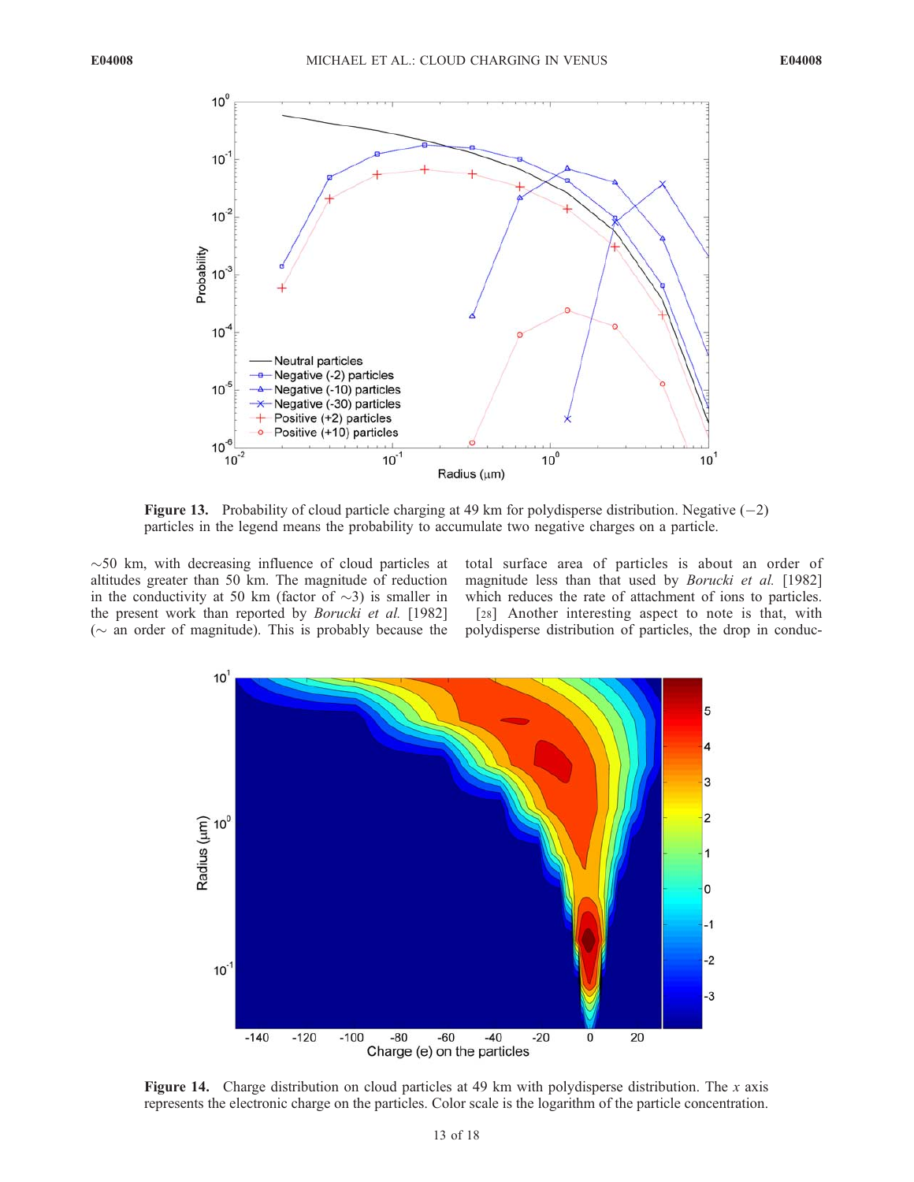**Figure 13.** Probability of cloud particle charging at 49 km for polydisperse distribution. Negative (−2) particles in the legend means the probability to accumulate two negative charges on a particle.

~50 km, with decreasing influence of cloud particles at altitudes greater than 50 km. The magnitude of reduction in the conductivity at 50 km (factor of ~3) is smaller in the present work than reported by *Borucki et al.* [1982] (~ an order of magnitude). This is probably because the total surface area of particles is about an order of magnitude less than that used by *Borucki et al.* [1982] which reduces the rate of attachment of ions to particles.

[28] Another interesting aspect to note is that, with polydisperse distribution of particles, the drop in conduc-

**Figure 14.** Charge distribution on cloud particles at 49 km with polydisperse distribution. The *x* axis represents the electronic charge on the particles. Color scale is the logarithm of the particle concentration.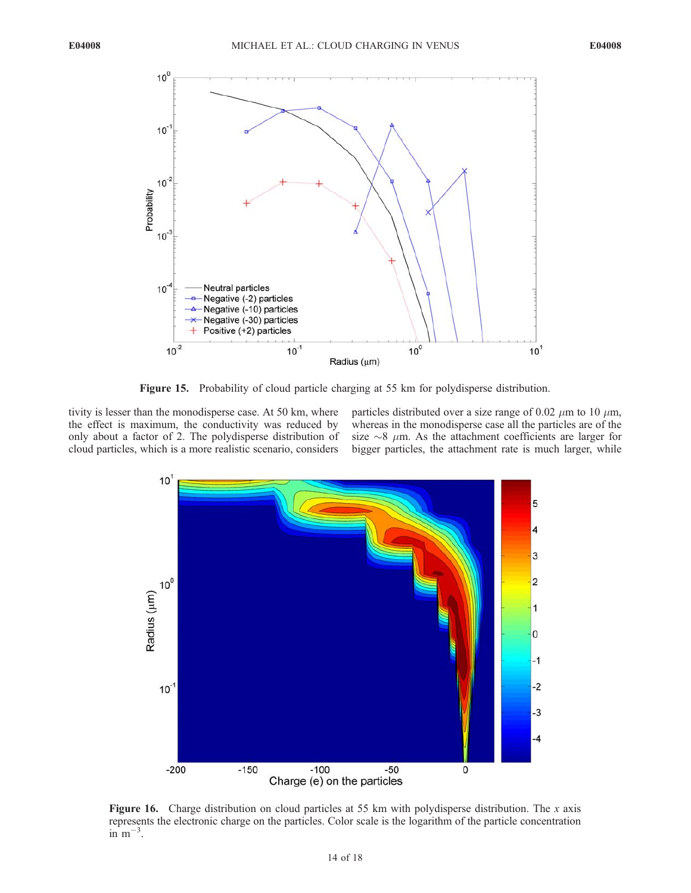Figure 15. Probability of cloud particle charging at 55 km for polydisperse distribution.

tivity is lesser than the monodisperse case. At 50 km, where the effect is maximum, the conductivity was reduced by only about a factor of 2. The polydisperse distribution of cloud particles, which is a more realistic scenario, considers particles distributed over a size range of 0.02 $\mu$m to 10 $\mu$m, whereas in the monodisperse case all the particles are of the size $\sim$8 $\mu$m. As the attachment coefficients are larger for bigger particles, the attachment rate is much larger, while

Figure 16. Charge distribution on cloud particles at 55 km with polydisperse distribution. The $x$ axis represents the electronic charge on the particles. Color scale is the logarithm of the particle concentration in m$^{-3}$.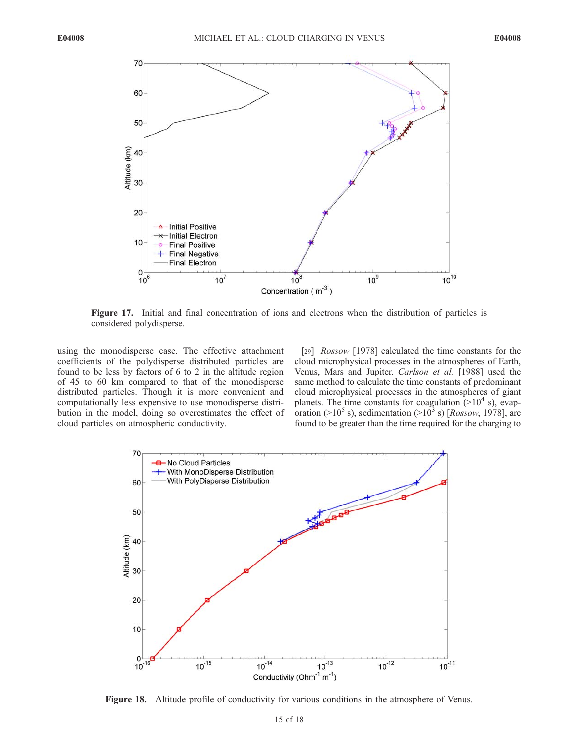Figure 17. Initial and final concentration of ions and electrons when the distribution of particles is considered polydisperse.

using the monodisperse case. The effective attachment coefficients of the polydisperse distributed particles are found to be less by factors of 6 to 2 in the altitude region of 45 to 60 km compared to that of the monodisperse distributed particles. Though it is more convenient and computationally less expensive to use monodisperse distribution in the model, doing so overestimates the effect of cloud particles on atmospheric conductivity.

[29] *Rossow* [1978] calculated the time constants for the cloud microphysical processes in the atmospheres of Earth, Venus, Mars and Jupiter. *Carlson et al.* [1988] used the same method to calculate the time constants of predominant cloud microphysical processes in the atmospheres of giant planets. The time constants for coagulation ($>10^4$ s), evaporation ($>10^5$ s), sedimentation ($>10^3$ s) [*Rossow*, 1978], are found to be greater than the time required for the charging to

Figure 18. Altitude profile of conductivity for various conditions in the atmosphere of Venus.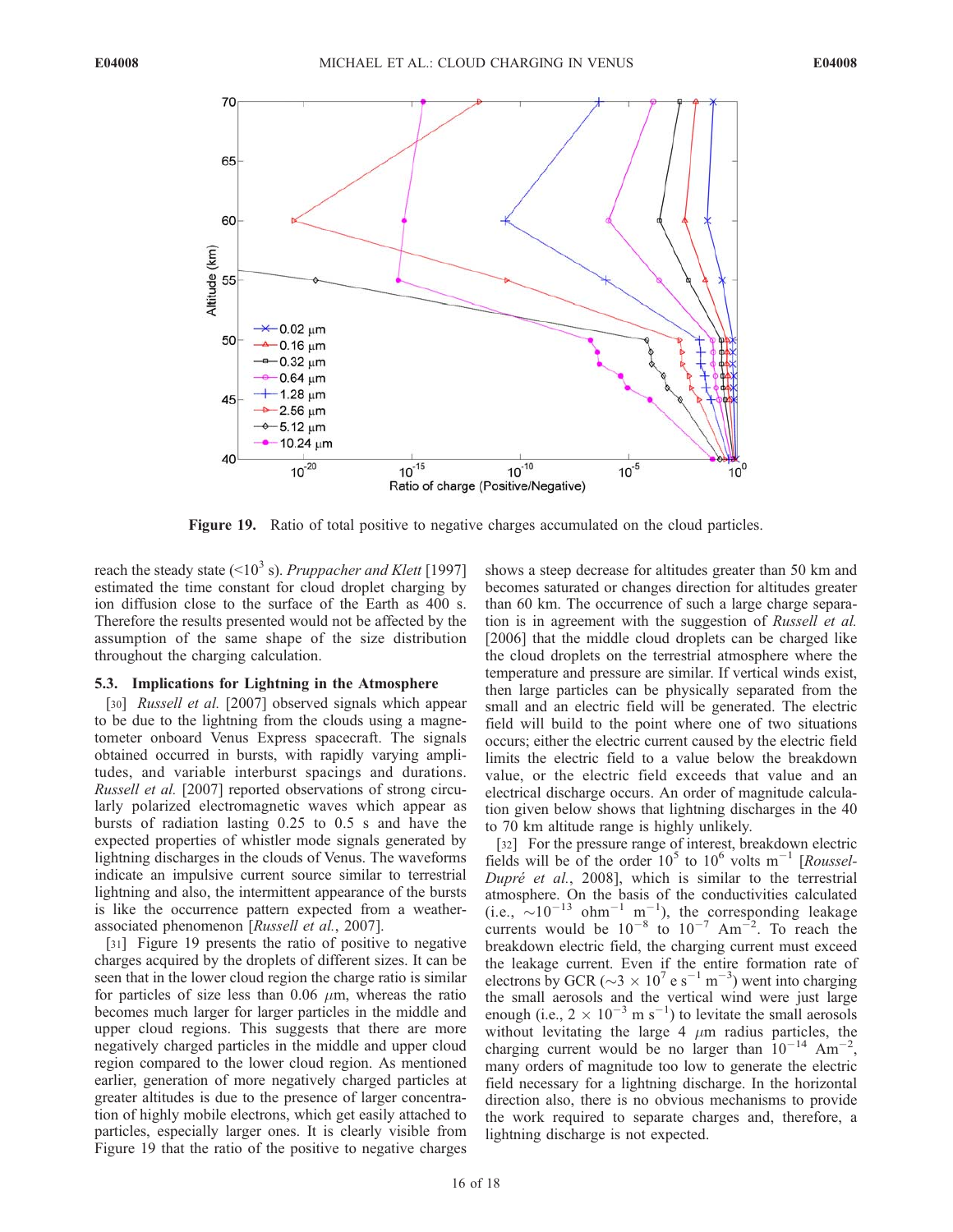Figure 19. Ratio of total positive to negative charges accumulated on the cloud particles.

reach the steady state ($<10^3$ s). *Pruppacher and Klett* [1997] estimated the time constant for cloud droplet charging by ion diffusion close to the surface of the Earth as 400 s. Therefore the results presented would not be affected by the assumption of the same shape of the size distribution throughout the charging calculation.

### 5.3. Implications for Lightning in the Atmosphere

[30] *Russell et al.* [2007] observed signals which appear to be due to the lightning from the clouds using a magnetometer onboard Venus Express spacecraft. The signals obtained occurred in bursts, with rapidly varying amplitudes, and variable interburst spacings and durations. *Russell et al.* [2007] reported observations of strong circularly polarized electromagnetic waves which appear as bursts of radiation lasting 0.25 to 0.5 s and have the expected properties of whistler mode signals generated by lightning discharges in the clouds of Venus. The waveforms indicate an impulsive current source similar to terrestrial lightning and also, the intermittent appearance of the bursts is like the occurrence pattern expected from a weather-associated phenomenon [*Russell et al.*, 2007].

[31] Figure 19 presents the ratio of positive to negative charges acquired by the droplets of different sizes. It can be seen that in the lower cloud region the charge ratio is similar for particles of size less than 0.06 $\mu$m, whereas the ratio becomes much larger for larger particles in the middle and upper cloud regions. This suggests that there are more negatively charged particles in the middle and upper cloud region compared to the lower cloud region. As mentioned earlier, generation of more negatively charged particles at greater altitudes is due to the presence of larger concentration of highly mobile electrons, which get easily attached to particles, especially larger ones. It is clearly visible from Figure 19 that the ratio of the positive to negative charges shows a steep decrease for altitudes greater than 50 km and becomes saturated or changes direction for altitudes greater than 60 km. The occurrence of such a large charge separation is in agreement with the suggestion of *Russell et al.* [2006] that the middle cloud droplets can be charged like the cloud droplets on the terrestrial atmosphere where the temperature and pressure are similar. If vertical winds exist, then large particles can be physically separated from the small and an electric field will be generated. The electric field will build to the point where one of two situations occurs; either the electric current caused by the electric field limits the electric field to a value below the breakdown value, or the electric field exceeds that value and an electrical discharge occurs. An order of magnitude calculation given below shows that lightning discharges in the 40 to 70 km altitude range is highly unlikely.

[32] For the pressure range of interest, breakdown electric fields will be of the order $10^5$ to $10^6$ volts m$^{-1}$ [*Roussel-Dupré et al.*, 2008], which is similar to the terrestrial atmosphere. On the basis of the conductivities calculated (i.e., $\sim 10^{-13}$ ohm$^{-1}$ m$^{-1}$), the corresponding leakage currents would be $10^{-8}$ to $10^{-7}$ Am$^{-2}$. To reach the breakdown electric field, the charging current must exceed the leakage current. Even if the entire formation rate of electrons by GCR ($\sim 3 \times 10^7$ e s$^{-1}$ m$^{-3}$) went into charging the small aerosols and the vertical wind were just large enough (i.e., $2 \times 10^{-3}$ m s$^{-1}$) to levitate the small aerosols without levitating the large 4 $\mu$m radius particles, the charging current would be no larger than $10^{-14}$ Am$^{-2}$, many orders of magnitude too low to generate the electric field necessary for a lightning discharge. In the horizontal direction also, there is no obvious mechanisms to provide the work required to separate charges and, therefore, a lightning discharge is not expected.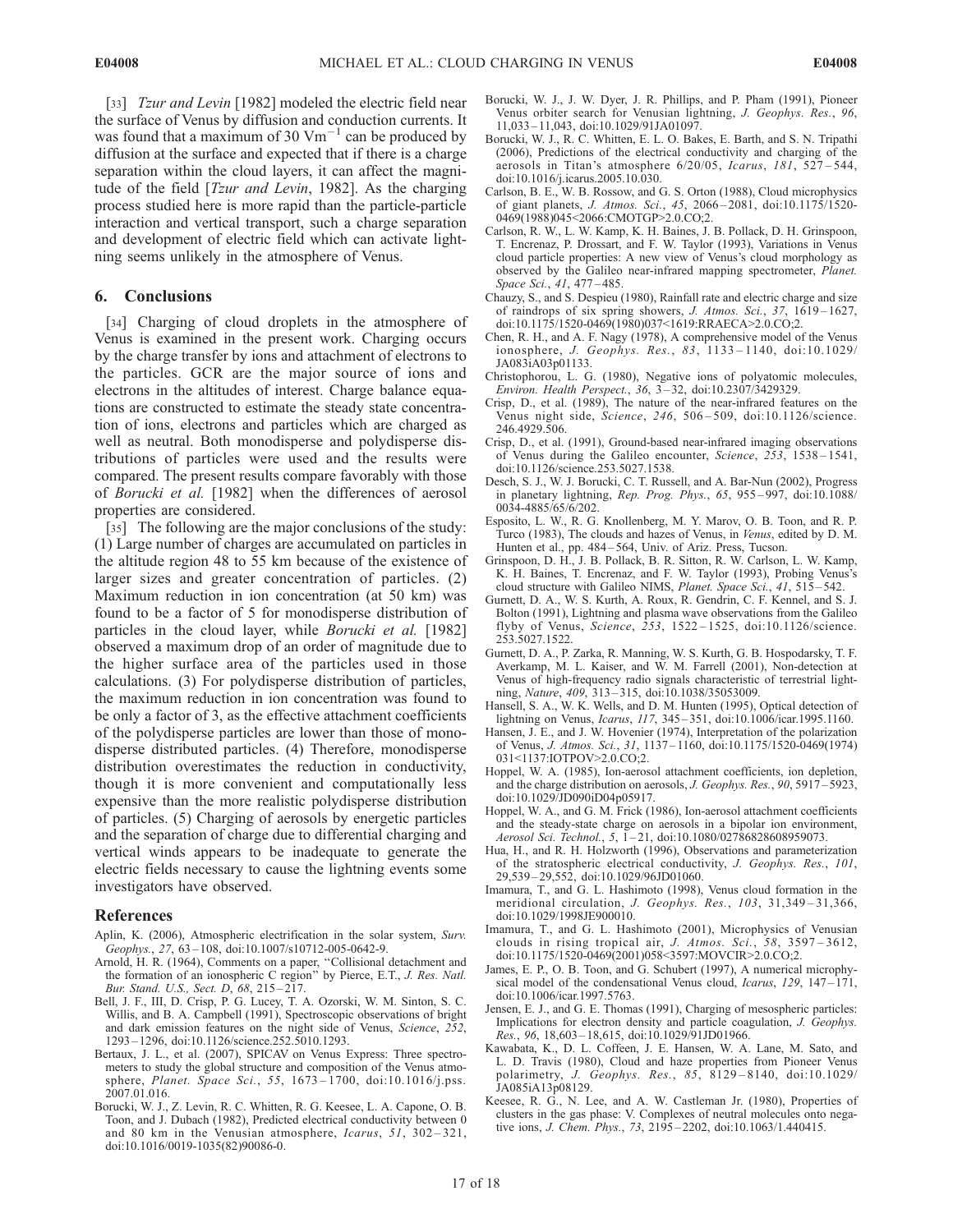[33] *Tzur and Levin* [1982] modeled the electric field near the surface of Venus by diffusion and conduction currents. It was found that a maximum of 30 $Vm^{-1}$ can be produced by diffusion at the surface and expected that if there is a charge separation within the cloud layers, it can affect the magnitude of the field [*Tzur and Levin*, 1982]. As the charging process studied here is more rapid than the particle-particle interaction and vertical transport, such a charge separation and development of electric field which can activate lightning seems unlikely in the atmosphere of Venus.

## 6. Conclusions

[34] Charging of cloud droplets in the atmosphere of Venus is examined in the present work. Charging occurs by the charge transfer by ions and attachment of electrons to the particles. GCR are the major source of ions and electrons in the altitudes of interest. Charge balance equations are constructed to estimate the steady state concentration of ions, electrons and particles which are charged as well as neutral. Both monodisperse and polydisperse distributions of particles were used and the results were compared. The present results compare favorably with those of *Borucki et al.* [1982] when the differences of aerosol properties are considered.

[35] The following are the major conclusions of the study: (1) Large number of charges are accumulated on particles in the altitude region 48 to 55 km because of the existence of larger sizes and greater concentration of particles. (2) Maximum reduction in ion concentration (at 50 km) was found to be a factor of 5 for monodisperse distribution of particles in the cloud layer, while *Borucki et al.* [1982] observed a maximum drop of an order of magnitude due to the higher surface area of the particles used in those calculations. (3) For polydisperse distribution of particles, the maximum reduction in ion concentration was found to be only a factor of 3, as the effective attachment coefficients of the polydisperse particles are lower than those of monodisperse distributed particles. (4) Therefore, monodisperse distribution overestimates the reduction in conductivity, though it is more convenient and computationally less expensive than the more realistic polydisperse distribution of particles. (5) Charging of aerosols by energetic particles and the separation of charge due to differential charging and vertical winds appears to be inadequate to generate the electric fields necessary to cause the lightning events some investigators have observed.

## References

Aplin, K. (2006), Atmospheric electrification in the solar system, *Surv. Geophys.*, *27*, 63–108, doi:10.1007/s10712-005-0642-9.

Arnold, H. R. (1964), Comments on a paper, "Collisional detachment and the formation of an ionospheric C region" by Pierce, E.T., *J. Res. Natl. Bur. Stand. U.S., Sect. D*, *68*, 215–217.

Bell, J. F., III, D. Crisp, P. G. Lucey, T. A. Ozorski, W. M. Sinton, S. C. Willis, and B. A. Campbell (1991), Spectroscopic observations of bright and dark emission features on the night side of Venus, *Science*, *252*, 1293–1296, doi:10.1126/science.252.5010.1293.

Bertaux, J. L., et al. (2007), SPICAV on Venus Express: Three spectrometers to study the global structure and composition of the Venus atmosphere, *Planet. Space Sci.*, *55*, 1673–1700, doi:10.1016/j.pss.2007.01.016.

Borucki, W. J., Z. Levin, R. C. Whitten, R. G. Keesee, L. A. Capone, O. B. Toon, and J. Dubach (1982), Predicted electrical conductivity between 0 and 80 km in the Venusian atmosphere, *Icarus*, *51*, 302–321, doi:10.1016/0019-1035(82)90086-0.

Borucki, W. J., J. W. Dyer, J. R. Phillips, and P. Pham (1991), Pioneer Venus orbiter search for Venusian lightning, *J. Geophys. Res.*, *96*, 11,033–11,043, doi:10.1029/91JA01097.

Borucki, W. J., R. C. Whitten, E. L. O. Bakes, E. Barth, and S. N. Tripathi (2006), Predictions of the electrical conductivity and charging of the aerosols in Titan's atmosphere 6/20/05, *Icarus*, *181*, 527–544, doi:10.1016/j.icarus.2005.10.030.

Carlson, B. E., W. B. Rossow, and G. S. Orton (1988), Cloud microphysics of giant planets, *J. Atmos. Sci.*, *45*, 2066–2081, doi:10.1175/1520-0469(1988)045<2066:CMOTGP>2.0.CO;2.

Carlson, R. W., L. W. Kamp, K. H. Baines, J. B. Pollack, D. H. Grinspoon, T. Encrenaz, P. Drossart, and F. W. Taylor (1993), Variations in Venus cloud particle properties: A new view of Venus's cloud morphology as observed by the Galileo near-infrared mapping spectrometer, *Planet. Space Sci.*, *41*, 477–485.

Chauzy, S., and S. Despieu (1980), Rainfall rate and electric charge and size of raindrops of six spring showers, *J. Atmos. Sci.*, *37*, 1619–1627, doi:10.1175/1520-0469(1980)037<1619:RRAECA>2.0.CO;2.

Chen, R. H., and A. F. Nagy (1978), A comprehensive model of the Venus ionosphere, *J. Geophys. Res.*, *83*, 1133–1140, doi:10.1029/JA083iA03p01133.

Christophorou, L. G. (1980), Negative ions of polyatomic molecules, *Environ. Health Perspect.*, *36*, 3–32, doi:10.2307/3429329.

Crisp, D., et al. (1989), The nature of the near-infrared features on the Venus night side, *Science*, *246*, 506–509, doi:10.1126/science.246.4929.506.

Crisp, D., et al. (1991), Ground-based near-infrared imaging observations of Venus during the Galileo encounter, *Science*, *253*, 1538–1541, doi:10.1126/science.253.5027.1538.

Desch, S. J., W. J. Borucki, C. T. Russell, and A. Bar-Nun (2002), Progress in planetary lightning, *Rep. Prog. Phys.*, *65*, 955–997, doi:10.1088/0034-4885/65/6/202.

Esposito, L. W., R. G. Knollenberg, M. Y. Marov, O. B. Toon, and R. P. Turco (1983), The clouds and hazes of Venus, in *Venus*, edited by D. M. Hunten et al., pp. 484–564, Univ. of Ariz. Press, Tucson.

Grinspoon, D. H., J. B. Pollack, B. R. Sitton, R. W. Carlson, L. W. Kamp, K. H. Baines, T. Encrenaz, and F. W. Taylor (1993), Probing Venus's cloud structure with Galileo NIMS, *Planet. Space Sci.*, *41*, 515–542.

Gurnett, D. A., W. S. Kurth, A. Roux, R. Gendrin, C. F. Kennel, and S. J. Bolton (1991), Lightning and plasma wave observations from the Galileo flyby of Venus, *Science*, *253*, 1522–1525, doi:10.1126/science.253.5027.1522.

Gurnett, D. A., P. Zarka, R. Manning, W. S. Kurth, G. B. Hospodarsky, T. F. Averkamp, M. L. Kaiser, and W. M. Farrell (2001), Non-detection at Venus of high-frequency radio signals characteristic of terrestrial lightning, *Nature*, *409*, 313–315, doi:10.1038/35053009.

Hansell, S. A., W. K. Wells, and D. M. Hunten (1995), Optical detection of lightning on Venus, *Icarus*, *117*, 345–351, doi:10.1006/icar.1995.1160.

Hansen, J. E., and J. W. Hovenier (1974), Interpretation of the polarization of Venus, *J. Atmos. Sci.*, *31*, 1137–1160, doi:10.1175/1520-0469(1974)031<1137:IOTPOV>2.0.CO;2.

Hoppel, W. A. (1985), Ion-aerosol attachment coefficients, ion depletion, and the charge distribution on aerosols, *J. Geophys. Res.*, *90*, 5917–5923, doi:10.1029/JD090iD04p05917.

Hoppel, W. A., and G. M. Frick (1986), Ion-aerosol attachment coefficients and the steady-state charge on aerosols in a bipolar ion environment, *Aerosol Sci. Technol.*, *5*, 1–21, doi:10.1080/02786828608959073.

Hua, H., and R. H. Holzworth (1996), Observations and parameterization of the stratospheric electrical conductivity, *J. Geophys. Res.*, *101*, 29,539–29,552, doi:10.1029/96JD01060.

Imamura, T., and G. L. Hashimoto (1998), Venus cloud formation in the meridional circulation, *J. Geophys. Res.*, *103*, 31,349–31,366, doi:10.1029/1998JE900010.

Imamura, T., and G. L. Hashimoto (2001), Microphysics of Venusian clouds in rising tropical air, *J. Atmos. Sci.*, *58*, 3597–3612, doi:10.1175/1520-0469(2001)058<3597:MOVCIR>2.0.CO;2.

James, E. P., O. B. Toon, and G. Schubert (1997), A numerical microphysical model of the condensational Venus cloud, *Icarus*, *129*, 147–171, doi:10.1006/icar.1997.5763.

Jensen, E. J., and G. E. Thomas (1991), Charging of mesospheric particles: Implications for electron density and particle coagulation, *J. Geophys. Res.*, *96*, 18,603–18,615, doi:10.1029/91JD01966.

Kawabata, K., D. L. Coffeen, J. E. Hansen, W. A. Lane, M. Sato, and L. D. Travis (1980), Cloud and haze properties from Pioneer Venus polarimetry, *J. Geophys. Res.*, *85*, 8129–8140, doi:10.1029/JA085iA13p08129.

Keesee, R. G., N. Lee, and A. W. Castleman Jr. (1980), Properties of clusters in the gas phase: V. Complexes of neutral molecules onto negative ions, *J. Chem. Phys.*, *73*, 2195–2202, doi:10.1063/1.440415.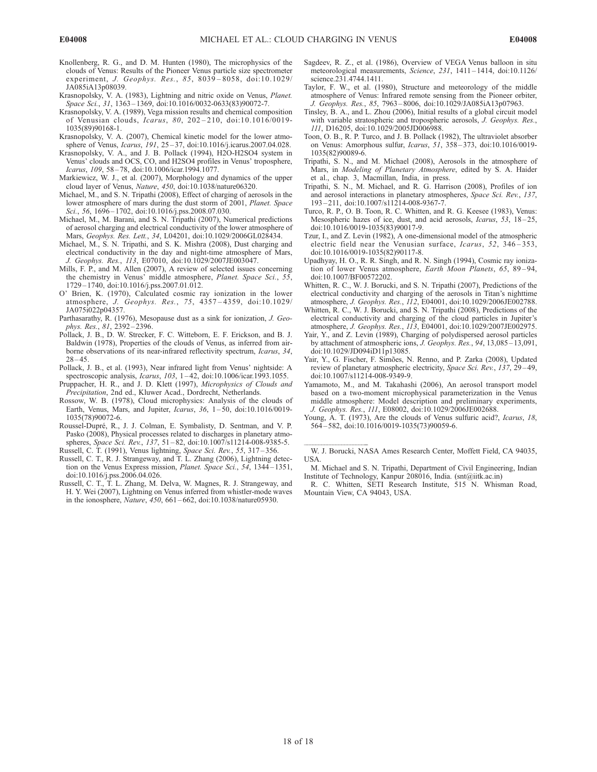Knollenberg, R. G., and D. M. Hunten (1980), The microphysics of the clouds of Venus: Results of the Pioneer Venus particle size spectrometer experiment, *J. Geophys. Res.*, *85*, 8039–8058, doi:10.1029/JA085iA13p08039.

Krasnopolsky, V. A. (1983), Lightning and nitric oxide on Venus, *Planet. Space Sci.*, *31*, 1363–1369, doi:10.1016/0032-0633(83)90072-7.

Krasnopolsky, V. A. (1989), Vega mission results and chemical composition of Venusian clouds, *Icarus*, *80*, 202–210, doi:10.1016/0019-1035(89)90168-1.

Krasnopolsky, V. A. (2007), Chemical kinetic model for the lower atmosphere of Venus, *Icarus*, *191*, 25–37, doi:10.1016/j.icarus.2007.04.028.

Krasnopolsky, V. A., and J. B. Pollack (1994), H2O-H2SO4 system in Venus' clouds and OCS, CO, and H2SO4 profiles in Venus' troposphere, *Icarus*, *109*, 58–78, doi:10.1006/icar.1994.1077.

Markiewicz, W. J., et al. (2007), Morphology and dynamics of the upper cloud layer of Venus, *Nature*, *450*, doi:10.1038/nature06320.

Michael, M., and S. N. Tripathi (2008), Effect of charging of aerosols in the lower atmosphere of mars during the dust storm of 2001, *Planet. Space Sci.*, *56*, 1696–1702, doi:10.1016/j.pss.2008.07.030.

Michael, M., M. Barani, and S. N. Tripathi (2007), Numerical predictions of aerosol charging and electrical conductivity of the lower atmosphere of Mars, *Geophys. Res. Lett.*, *34*, L04201, doi:10.1029/2006GL028434.

Michael, M., S. N. Tripathi, and S. K. Mishra (2008), Dust charging and electrical conductivity in the day and night-time atmosphere of Mars, *J. Geophys. Res.*, *113*, E07010, doi:10.1029/2007JE003047.

Mills, F. P., and M. Allen (2007), A review of selected issues concerning the chemistry in Venus' middle atmosphere, *Planet. Space Sci.*, *55*, 1729–1740, doi:10.1016/j.pss.2007.01.012.

O' Brien, K. (1970), Calculated cosmic ray ionization in the lower atmosphere, *J. Geophys. Res.*, *75*, 4357–4359, doi:10.1029/JA075i022p04357.

Parthasarathy, R. (1976), Mesopause dust as a sink for ionization, *J. Geophys. Res.*, *81*, 2392–2396.

Pollack, J. B., D. W. Strecker, F. C. Witteborn, E. F. Erickson, and B. J. Baldwin (1978), Properties of the clouds of Venus, as inferred from airborne observations of its near-infrared reflectivity spectrum, *Icarus*, *34*, 28–45.

Pollack, J. B., et al. (1993), Near infrared light from Venus' nightside: A spectroscopic analysis, *Icarus*, *103*, 1–42, doi:10.1006/icar.1993.1055.

Pruppacher, H. R., and J. D. Klett (1997), *Microphysics of Clouds and Precipitation*, 2nd ed., Kluwer Acad., Dordrecht, Netherlands.

Rossow, W. B. (1978), Cloud microphysics: Analysis of the clouds of Earth, Venus, Mars, and Jupiter, *Icarus*, *36*, 1–50, doi:10.1016/0019-1035(78)90072-6.

Roussel-Dupré, R., J. J. Colman, E. Symbalisty, D. Sentman, and V. P. Pasko (2008), Physical processes related to discharges in planetary atmospheres, *Space Sci. Rev.*, *137*, 51–82, doi:10.1007/s11214-008-9385-5.

Russell, C. T. (1991), Venus lightning, *Space Sci. Rev.*, *55*, 317–356.

Russell, C. T., R. J. Strangeway, and T. L. Zhang (2006), Lightning detection on the Venus Express mission, *Planet. Space Sci.*, *54*, 1344–1351, doi:10.1016/j.pss.2006.04.026.

Russell, C. T., T. L. Zhang, M. Delva, W. Magnes, R. J. Strangeway, and H. Y. Wei (2007), Lightning on Venus inferred from whistler-mode waves in the ionosphere, *Nature*, *450*, 661–662, doi:10.1038/nature05930.

Sagdeev, R. Z., et al. (1986), Overview of VEGA Venus balloon in situ meteorological measurements, *Science*, *231*, 1411–1414, doi:10.1126/science.231.4744.1411.

Taylor, F. W., et al. (1980), Structure and meteorology of the middle atmosphere of Venus: Infrared remote sensing from the Pioneer orbiter, *J. Geophys. Res.*, *85*, 7963–8006, doi:10.1029/JA085iA13p07963.

Tinsley, B. A., and L. Zhou (2006), Initial results of a global circuit model with variable stratospheric and tropospheric aerosols, *J. Geophys. Res.*, *111*, D16205, doi:10.1029/2005JD006988.

Toon, O. B., R. P. Turco, and J. B. Pollack (1982), The ultraviolet absorber on Venus: Amorphous sulfur, *Icarus*, *51*, 358–373, doi:10.1016/0019-1035(82)90089-6.

Tripathi, S. N., and M. Michael (2008), Aerosols in the atmosphere of Mars, in *Modeling of Planetary Atmosphere*, edited by S. A. Haider et al., chap. 3, Macmillan, India, in press.

Tripathi, S. N., M. Michael, and R. G. Harrison (2008), Profiles of ion and aerosol interactions in planetary atmospheres, *Space Sci. Rev.*, *137*, 193–211, doi:10.1007/s11214-008-9367-7.

Turco, R. P., O. B. Toon, R. C. Whitten, and R. G. Keesee (1983), Venus: Mesospheric hazes of ice, dust, and acid aerosols, *Icarus*, *53*, 18–25, doi:10.1016/0019-1035(83)90017-9.

Tzur, I., and Z. Levin (1982), A one-dimensional model of the atmospheric electric field near the Venusian surface, *Icarus*, *52*, 346–353, doi:10.1016/0019-1035(82)90117-8.

Upadhyay, H. O., R. R. Singh, and R. N. Singh (1994), Cosmic ray ionization of lower Venus atmosphere, *Earth Moon Planets*, *65*, 89–94, doi:10.1007/BF00572202.

Whitten, R. C., W. J. Borucki, and S. N. Tripathi (2007), Predictions of the electrical conductivity and charging of the aerosols in Titan's nighttime atmosphere, *J. Geophys. Res.*, *112*, E04001, doi:10.1029/2006JE002788.

Whitten, R. C., W. J. Borucki, and S. N. Tripathi (2008), Predictions of the electrical conductivity and charging of the cloud particles in Jupiter's atmosphere, *J. Geophys. Res.*, *113*, E04001, doi:10.1029/2007JE002975.

Yair, Y., and Z. Levin (1989), Charging of polydispersed aerosol particles by attachment of atmospheric ions, *J. Geophys. Res.*, *94*, 13,085–13,091, doi:10.1029/JD094iD11p13085.

Yair, Y., G. Fischer, F. Simões, N. Renno, and P. Zarka (2008), Updated review of planetary atmospheric electricity, *Space Sci. Rev.*, *137*, 29–49, doi:10.1007/s11214-008-9349-9.

Yamamoto, M., and M. Takahashi (2006), An aerosol transport model based on a two-moment microphysical parameterization in the Venus middle atmosphere: Model description and preliminary experiments, *J. Geophys. Res.*, *111*, E08002, doi:10.1029/2006JE002688.

Young, A. T. (1973), Are the clouds of Venus sulfuric acid?, *Icarus*, *18*, 564–582, doi:10.1016/0019-1035(73)90059-6.

---

W. J. Borucki, NASA Ames Research Center, Moffett Field, CA 94035, USA.

M. Michael and S. N. Tripathi, Department of Civil Engineering, Indian Institute of Technology, Kanpur 208016, India. (snt@iitk.ac.in)

R. C. Whitten, SETI Research Institute, 515 N. Whisman Road, Mountain View, CA 94043, USA.